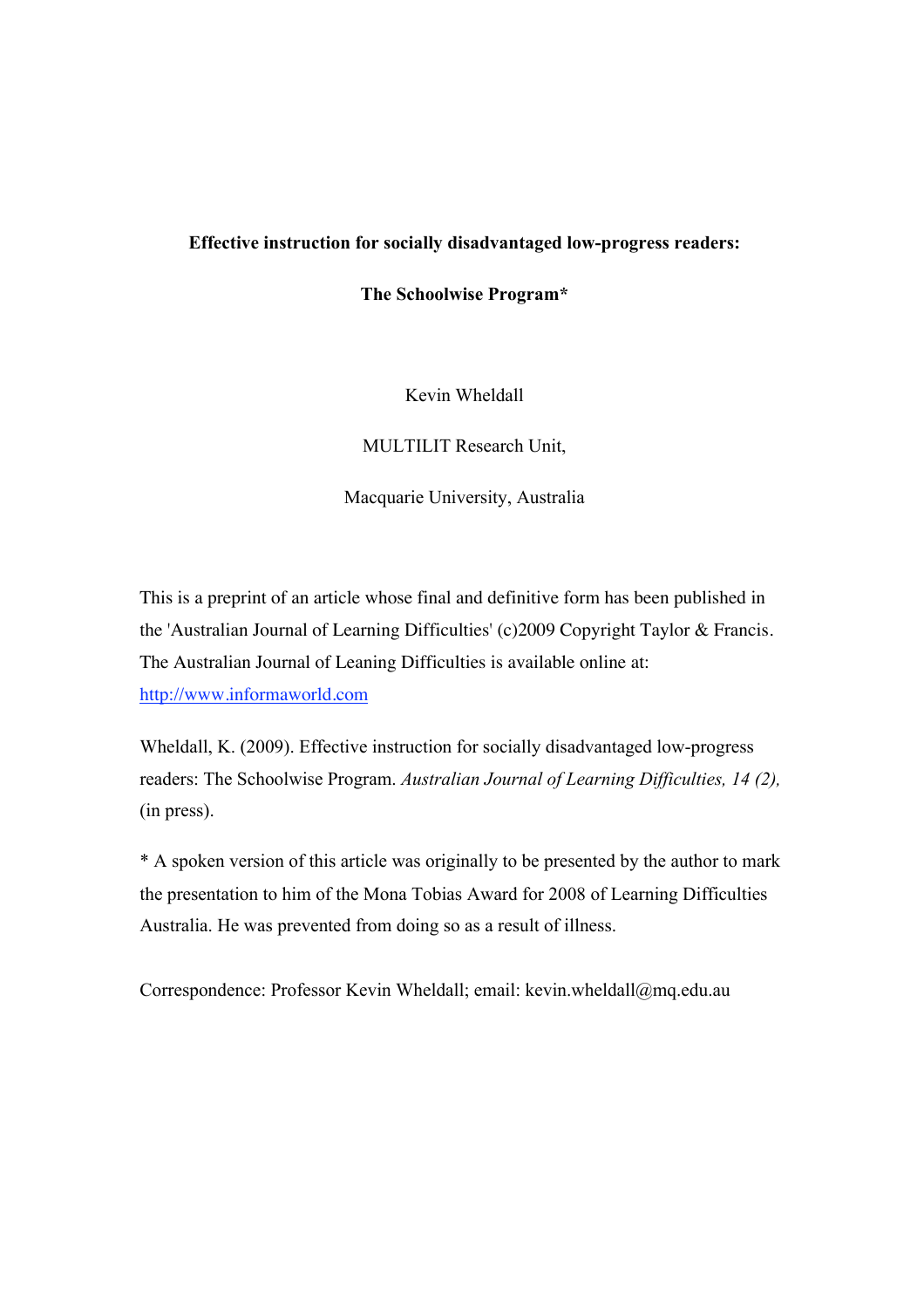**Effective instruction for socially disadvantaged low-progress readers:**

**The Schoolwise Program***

Kevin Wheldall

MULTILIT Research Unit,

Macquarie University, Australia

This is a preprint of an article whose final and definitive form has been published in the 'Australian Journal of Learning Difficulties' (c)2009 Copyright Taylor & Francis. The Australian Journal of Leaning Difficulties is available online at: [http://www.informaworld.com](http://www.informaworld.com)

Wheldall, K. (2009). Effective instruction for socially disadvantaged low-progress readers: The Schoolwise Program. *Australian Journal of Learning Difficulties, 14 (2),* (in press).

* A spoken version of this article was originally to be presented by the author to mark the presentation to him of the Mona Tobias Award for 2008 of Learning Difficulties Australia. He was prevented from doing so as a result of illness.

Correspondence: Professor Kevin Wheldall; email: kevin.wheldall@mq.edu.au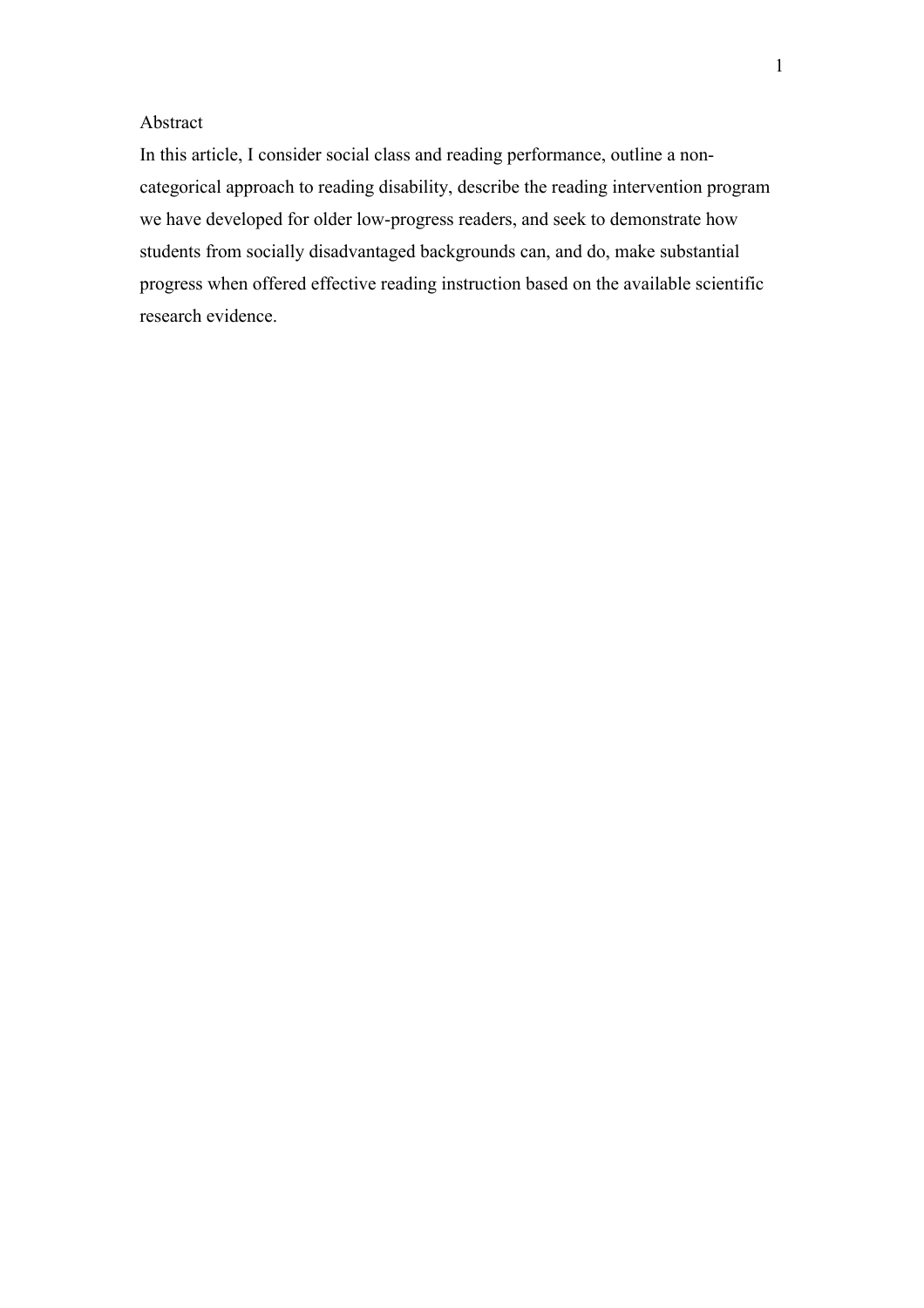## Abstract

In this article, I consider social class and reading performance, outline a non-categorical approach to reading disability, describe the reading intervention program we have developed for older low-progress readers, and seek to demonstrate how students from socially disadvantaged backgrounds can, and do, make substantial progress when offered effective reading instruction based on the available scientific research evidence.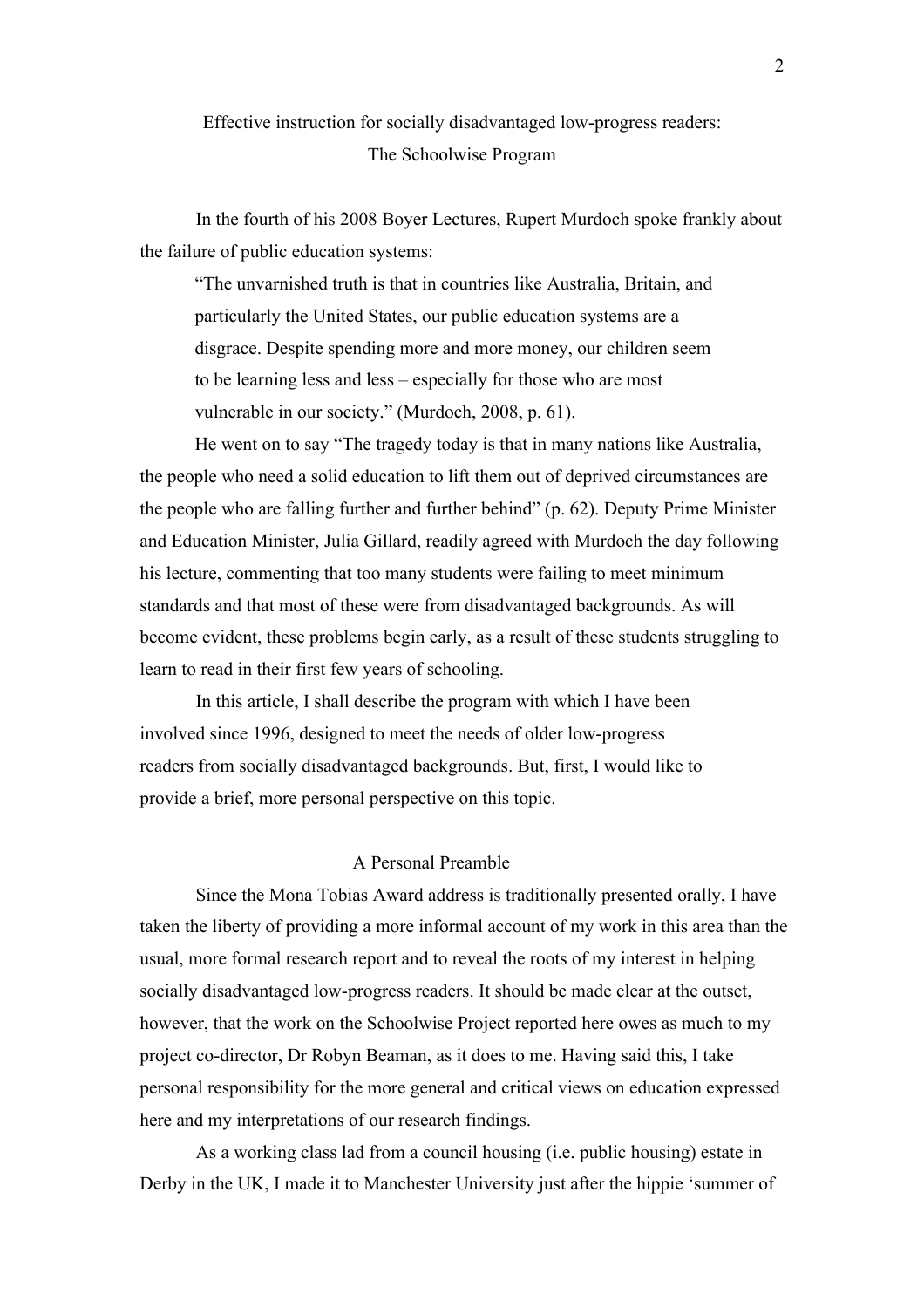Effective instruction for socially disadvantaged low-progress readers:
The Schoolwise Program

In the fourth of his 2008 Boyer Lectures, Rupert Murdoch spoke frankly about the failure of public education systems:

> "The unvarnished truth is that in countries like Australia, Britain, and particularly the United States, our public education systems are a disgrace. Despite spending more and more money, our children seem to be learning less and less – especially for those who are most vulnerable in our society." (Murdoch, 2008, p. 61).

He went on to say "The tragedy today is that in many nations like Australia, the people who need a solid education to lift them out of deprived circumstances are the people who are falling further and further behind" (p. 62). Deputy Prime Minister and Education Minister, Julia Gillard, readily agreed with Murdoch the day following his lecture, commenting that too many students were failing to meet minimum standards and that most of these were from disadvantaged backgrounds. As will become evident, these problems begin early, as a result of these students struggling to learn to read in their first few years of schooling.

In this article, I shall describe the program with which I have been involved since 1996, designed to meet the needs of older low-progress readers from socially disadvantaged backgrounds. But, first, I would like to provide a brief, more personal perspective on this topic.

## A Personal Preamble

Since the Mona Tobias Award address is traditionally presented orally, I have taken the liberty of providing a more informal account of my work in this area than the usual, more formal research report and to reveal the roots of my interest in helping socially disadvantaged low-progress readers. It should be made clear at the outset, however, that the work on the Schoolwise Project reported here owes as much to my project co-director, Dr Robyn Beaman, as it does to me. Having said this, I take personal responsibility for the more general and critical views on education expressed here and my interpretations of our research findings.

As a working class lad from a council housing (i.e. public housing) estate in Derby in the UK, I made it to Manchester University just after the hippie 'summer of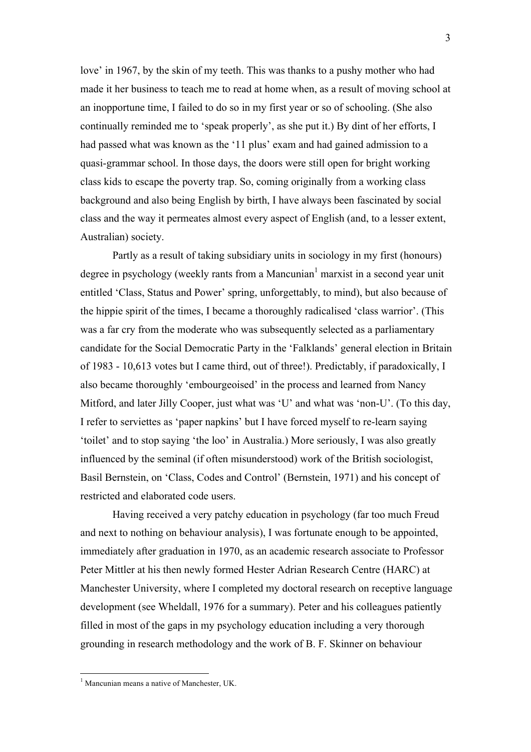love' in 1967, by the skin of my teeth. This was thanks to a pushy mother who had made it her business to teach me to read at home when, as a result of moving school at an inopportune time, I failed to do so in my first year or so of schooling. (She also continually reminded me to 'speak properly', as she put it.) By dint of her efforts, I had passed what was known as the '11 plus' exam and had gained admission to a quasi-grammar school. In those days, the doors were still open for bright working class kids to escape the poverty trap. So, coming originally from a working class background and also being English by birth, I have always been fascinated by social class and the way it permeates almost every aspect of English (and, to a lesser extent, Australian) society.

Partly as a result of taking subsidiary units in sociology in my first (honours) degree in psychology (weekly rants from a Mancunian[1] marxist in a second year unit entitled 'Class, Status and Power' spring, unforgettably, to mind), but also because of the hippie spirit of the times, I became a thoroughly radicalised 'class warrior'. (This was a far cry from the moderate who was subsequently selected as a parliamentary candidate for the Social Democratic Party in the 'Falklands' general election in Britain of 1983 - 10,613 votes but I came third, out of three!). Predictably, if paradoxically, I also became thoroughly 'embourgeoised' in the process and learned from Nancy Mitford, and later Jilly Cooper, just what was 'U' and what was 'non-U'. (To this day, I refer to serviettes as 'paper napkins' but I have forced myself to re-learn saying 'toilet' and to stop saying 'the loo' in Australia.) More seriously, I was also greatly influenced by the seminal (if often misunderstood) work of the British sociologist, Basil Bernstein, on 'Class, Codes and Control' (Bernstein, 1971) and his concept of restricted and elaborated code users.

Having received a very patchy education in psychology (far too much Freud and next to nothing on behaviour analysis), I was fortunate enough to be appointed, immediately after graduation in 1970, as an academic research associate to Professor Peter Mittler at his then newly formed Hester Adrian Research Centre (HARC) at Manchester University, where I completed my doctoral research on receptive language development (see Wheldall, 1976 for a summary). Peter and his colleagues patiently filled in most of the gaps in my psychology education including a very thorough grounding in research methodology and the work of B. F. Skinner on behaviour

---

[1] Mancunian means a native of Manchester, UK.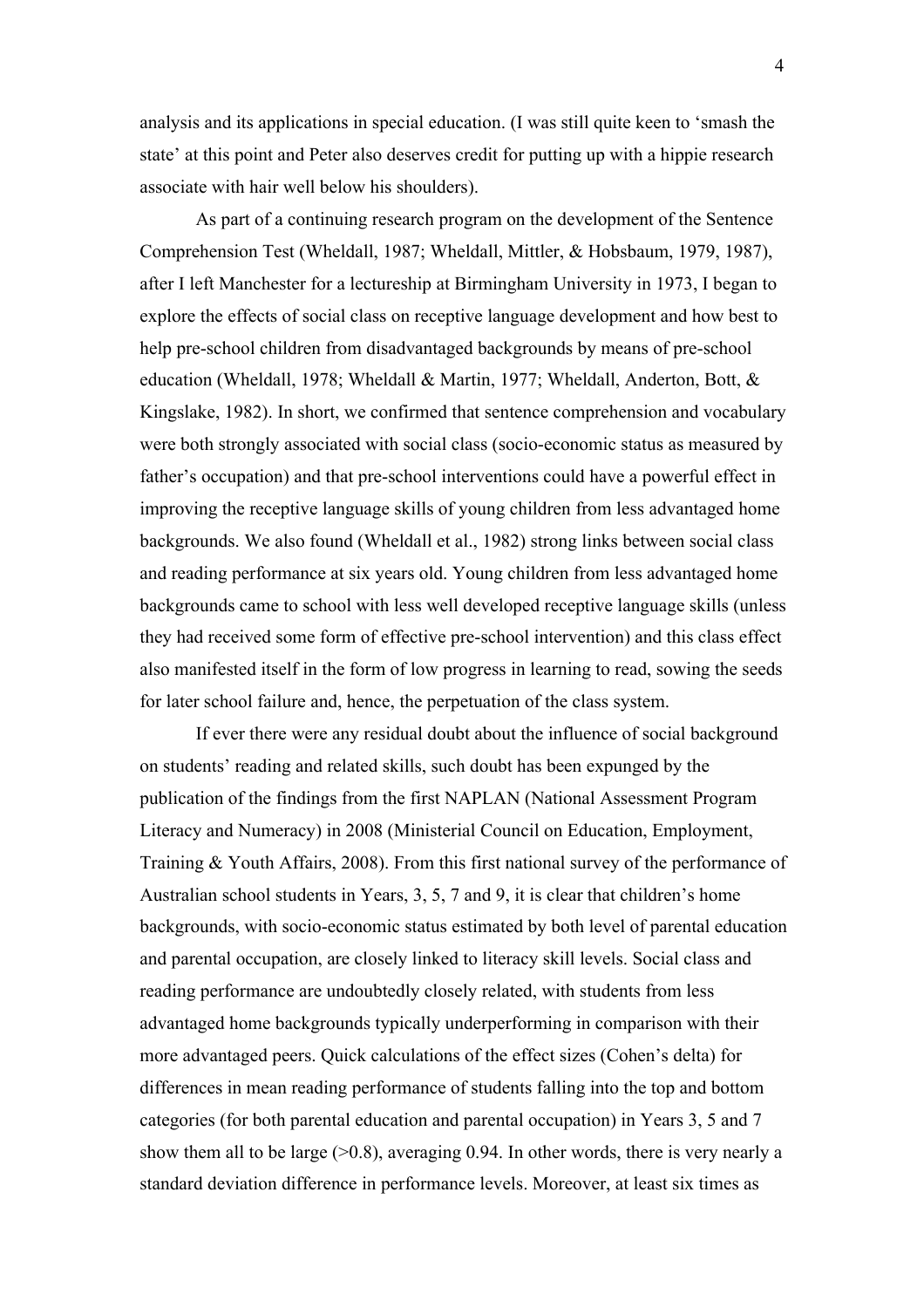analysis and its applications in special education. (I was still quite keen to 'smash the state' at this point and Peter also deserves credit for putting up with a hippie research associate with hair well below his shoulders).

As part of a continuing research program on the development of the Sentence Comprehension Test (Wheldall, 1987; Wheldall, Mittler, & Hobsbaum, 1979, 1987), after I left Manchester for a lectureship at Birmingham University in 1973, I began to explore the effects of social class on receptive language development and how best to help pre-school children from disadvantaged backgrounds by means of pre-school education (Wheldall, 1978; Wheldall & Martin, 1977; Wheldall, Anderton, Bott, & Kingslake, 1982). In short, we confirmed that sentence comprehension and vocabulary were both strongly associated with social class (socio-economic status as measured by father's occupation) and that pre-school interventions could have a powerful effect in improving the receptive language skills of young children from less advantaged home backgrounds. We also found (Wheldall et al., 1982) strong links between social class and reading performance at six years old. Young children from less advantaged home backgrounds came to school with less well developed receptive language skills (unless they had received some form of effective pre-school intervention) and this class effect also manifested itself in the form of low progress in learning to read, sowing the seeds for later school failure and, hence, the perpetuation of the class system.

If ever there were any residual doubt about the influence of social background on students' reading and related skills, such doubt has been expunged by the publication of the findings from the first NAPLAN (National Assessment Program Literacy and Numeracy) in 2008 (Ministerial Council on Education, Employment, Training & Youth Affairs, 2008). From this first national survey of the performance of Australian school students in Years, 3, 5, 7 and 9, it is clear that children's home backgrounds, with socio-economic status estimated by both level of parental education and parental occupation, are closely linked to literacy skill levels. Social class and reading performance are undoubtedly closely related, with students from less advantaged home backgrounds typically underperforming in comparison with their more advantaged peers. Quick calculations of the effect sizes (Cohen's delta) for differences in mean reading performance of students falling into the top and bottom categories (for both parental education and parental occupation) in Years 3, 5 and 7 show them all to be large (>0.8), averaging 0.94. In other words, there is very nearly a standard deviation difference in performance levels. Moreover, at least six times as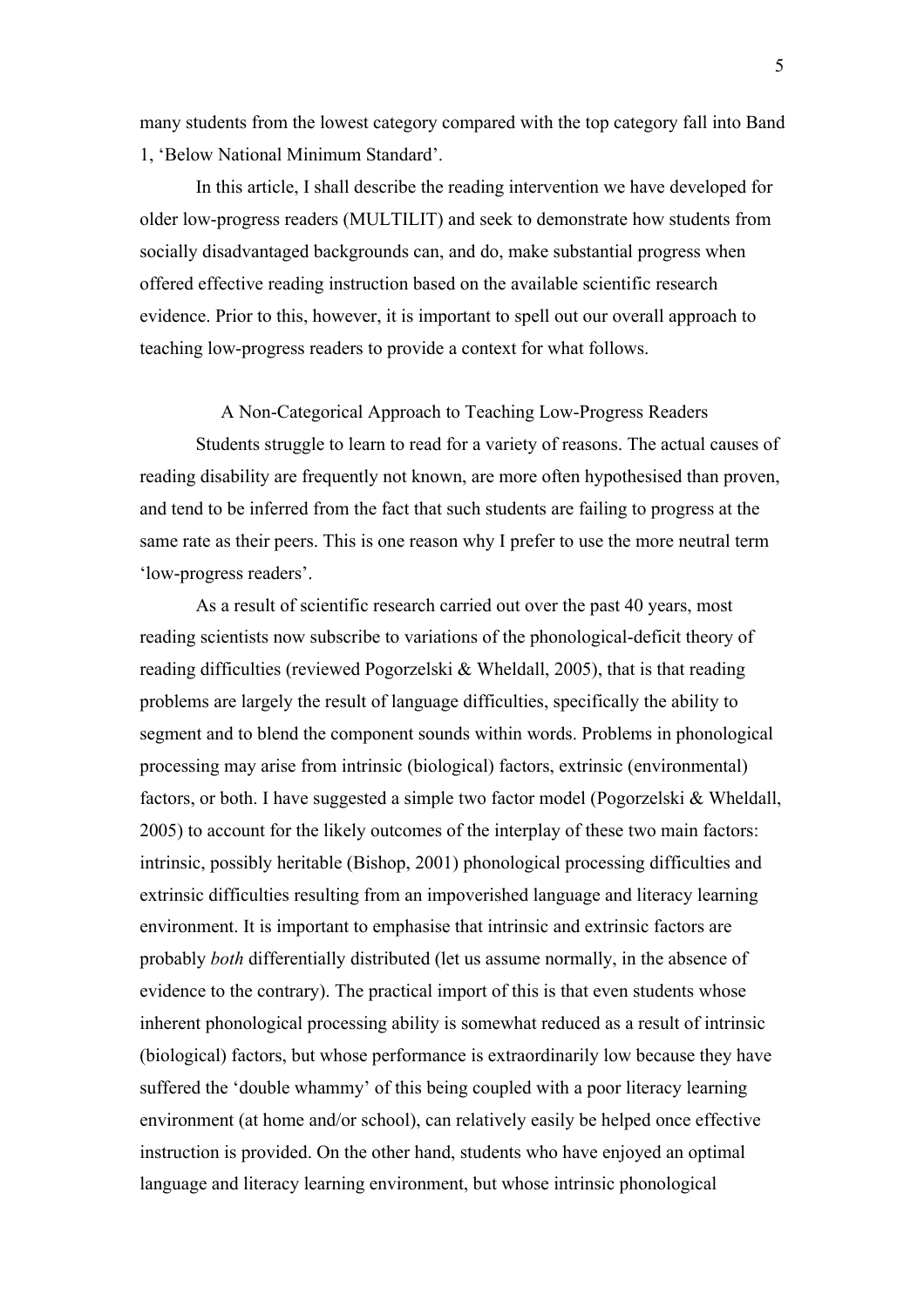many students from the lowest category compared with the top category fall into Band 1, 'Below National Minimum Standard'.

In this article, I shall describe the reading intervention we have developed for older low-progress readers (MULTILIT) and seek to demonstrate how students from socially disadvantaged backgrounds can, and do, make substantial progress when offered effective reading instruction based on the available scientific research evidence. Prior to this, however, it is important to spell out our overall approach to teaching low-progress readers to provide a context for what follows.

## A Non-Categorical Approach to Teaching Low-Progress Readers

Students struggle to learn to read for a variety of reasons. The actual causes of reading disability are frequently not known, are more often hypothesised than proven, and tend to be inferred from the fact that such students are failing to progress at the same rate as their peers. This is one reason why I prefer to use the more neutral term 'low-progress readers'.

As a result of scientific research carried out over the past 40 years, most reading scientists now subscribe to variations of the phonological-deficit theory of reading difficulties (reviewed Pogorzelski & Wheldall, 2005), that is that reading problems are largely the result of language difficulties, specifically the ability to segment and to blend the component sounds within words. Problems in phonological processing may arise from intrinsic (biological) factors, extrinsic (environmental) factors, or both. I have suggested a simple two factor model (Pogorzelski & Wheldall, 2005) to account for the likely outcomes of the interplay of these two main factors: intrinsic, possibly heritable (Bishop, 2001) phonological processing difficulties and extrinsic difficulties resulting from an impoverished language and literacy learning environment. It is important to emphasise that intrinsic and extrinsic factors are probably *both* differentially distributed (let us assume normally, in the absence of evidence to the contrary). The practical import of this is that even students whose inherent phonological processing ability is somewhat reduced as a result of intrinsic (biological) factors, but whose performance is extraordinarily low because they have suffered the 'double whammy' of this being coupled with a poor literacy learning environment (at home and/or school), can relatively easily be helped once effective instruction is provided. On the other hand, students who have enjoyed an optimal language and literacy learning environment, but whose intrinsic phonological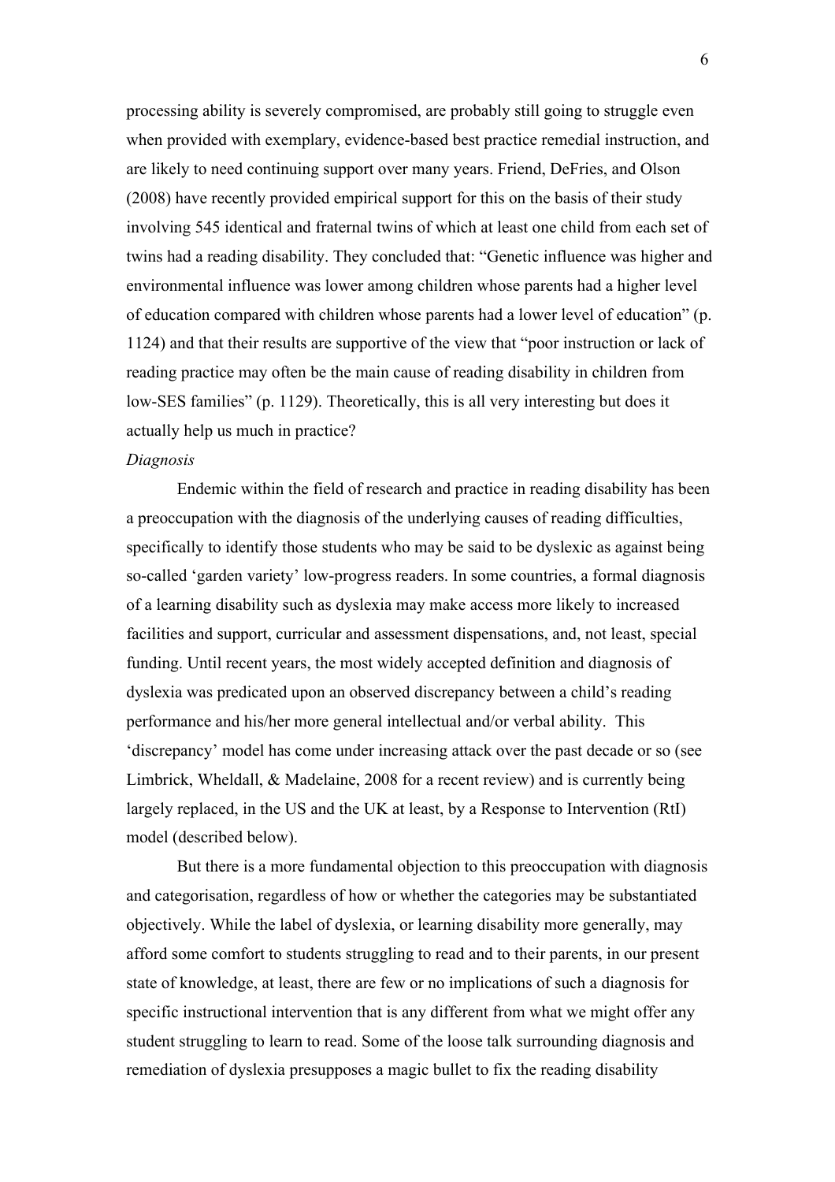processing ability is severely compromised, are probably still going to struggle even when provided with exemplary, evidence-based best practice remedial instruction, and are likely to need continuing support over many years. Friend, DeFries, and Olson (2008) have recently provided empirical support for this on the basis of their study involving 545 identical and fraternal twins of which at least one child from each set of twins had a reading disability. They concluded that: "Genetic influence was higher and environmental influence was lower among children whose parents had a higher level of education compared with children whose parents had a lower level of education" (p. 1124) and that their results are supportive of the view that "poor instruction or lack of reading practice may often be the main cause of reading disability in children from low-SES families" (p. 1129). Theoretically, this is all very interesting but does it actually help us much in practice?

*Diagnosis*

Endemic within the field of research and practice in reading disability has been a preoccupation with the diagnosis of the underlying causes of reading difficulties, specifically to identify those students who may be said to be dyslexic as against being so-called 'garden variety' low-progress readers. In some countries, a formal diagnosis of a learning disability such as dyslexia may make access more likely to increased facilities and support, curricular and assessment dispensations, and, not least, special funding. Until recent years, the most widely accepted definition and diagnosis of dyslexia was predicated upon an observed discrepancy between a child's reading performance and his/her more general intellectual and/or verbal ability. This 'discrepancy' model has come under increasing attack over the past decade or so (see Limbrick, Wheldall, & Madelaine, 2008 for a recent review) and is currently being largely replaced, in the US and the UK at least, by a Response to Intervention (RtI) model (described below).

But there is a more fundamental objection to this preoccupation with diagnosis and categorisation, regardless of how or whether the categories may be substantiated objectively. While the label of dyslexia, or learning disability more generally, may afford some comfort to students struggling to read and to their parents, in our present state of knowledge, at least, there are few or no implications of such a diagnosis for specific instructional intervention that is any different from what we might offer any student struggling to learn to read. Some of the loose talk surrounding diagnosis and remediation of dyslexia presupposes a magic bullet to fix the reading disability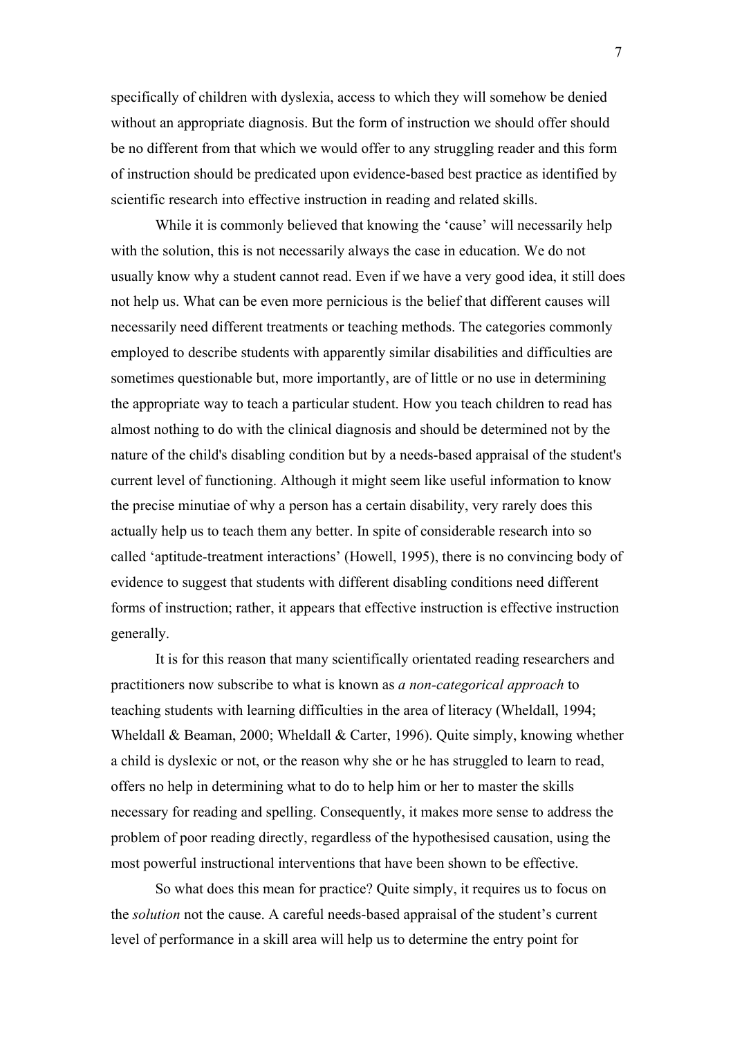specifically of children with dyslexia, access to which they will somehow be denied without an appropriate diagnosis. But the form of instruction we should offer should be no different from that which we would offer to any struggling reader and this form of instruction should be predicated upon evidence-based best practice as identified by scientific research into effective instruction in reading and related skills.

While it is commonly believed that knowing the 'cause' will necessarily help with the solution, this is not necessarily always the case in education. We do not usually know why a student cannot read. Even if we have a very good idea, it still does not help us. What can be even more pernicious is the belief that different causes will necessarily need different treatments or teaching methods. The categories commonly employed to describe students with apparently similar disabilities and difficulties are sometimes questionable but, more importantly, are of little or no use in determining the appropriate way to teach a particular student. How you teach children to read has almost nothing to do with the clinical diagnosis and should be determined not by the nature of the child's disabling condition but by a needs-based appraisal of the student's current level of functioning. Although it might seem like useful information to know the precise minutiae of why a person has a certain disability, very rarely does this actually help us to teach them any better. In spite of considerable research into so called 'aptitude-treatment interactions' (Howell, 1995), there is no convincing body of evidence to suggest that students with different disabling conditions need different forms of instruction; rather, it appears that effective instruction is effective instruction generally.

It is for this reason that many scientifically orientated reading researchers and practitioners now subscribe to what is known as *a non-categorical approach* to teaching students with learning difficulties in the area of literacy (Wheldall, 1994; Wheldall & Beaman, 2000; Wheldall & Carter, 1996). Quite simply, knowing whether a child is dyslexic or not, or the reason why she or he has struggled to learn to read, offers no help in determining what to do to help him or her to master the skills necessary for reading and spelling. Consequently, it makes more sense to address the problem of poor reading directly, regardless of the hypothesised causation, using the most powerful instructional interventions that have been shown to be effective.

So what does this mean for practice? Quite simply, it requires us to focus on the *solution* not the cause. A careful needs-based appraisal of the student's current level of performance in a skill area will help us to determine the entry point for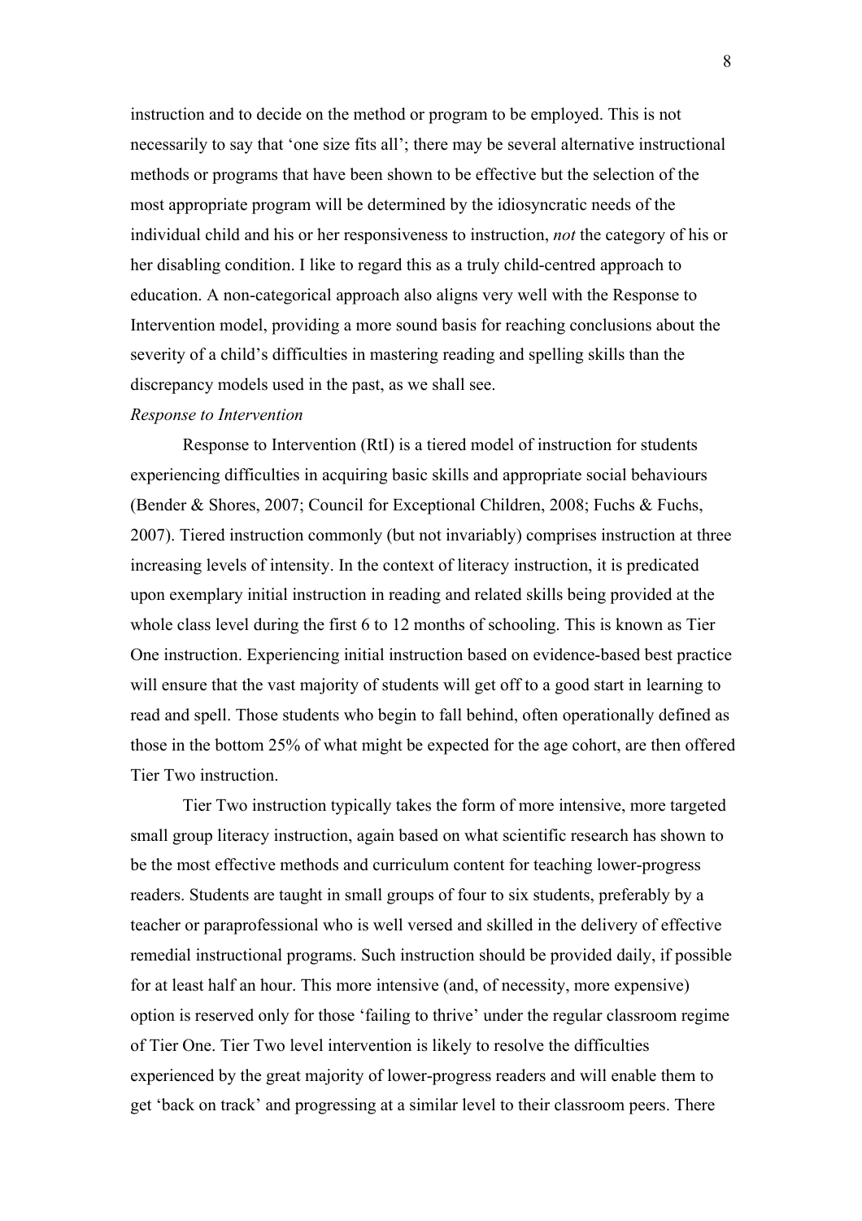instruction and to decide on the method or program to be employed. This is not necessarily to say that 'one size fits all'; there may be several alternative instructional methods or programs that have been shown to be effective but the selection of the most appropriate program will be determined by the idiosyncratic needs of the individual child and his or her responsiveness to instruction, *not* the category of his or her disabling condition. I like to regard this as a truly child-centred approach to education. A non-categorical approach also aligns very well with the Response to Intervention model, providing a more sound basis for reaching conclusions about the severity of a child's difficulties in mastering reading and spelling skills than the discrepancy models used in the past, as we shall see.

*Response to Intervention*

Response to Intervention (RtI) is a tiered model of instruction for students experiencing difficulties in acquiring basic skills and appropriate social behaviours (Bender & Shores, 2007; Council for Exceptional Children, 2008; Fuchs & Fuchs, 2007). Tiered instruction commonly (but not invariably) comprises instruction at three increasing levels of intensity. In the context of literacy instruction, it is predicated upon exemplary initial instruction in reading and related skills being provided at the whole class level during the first 6 to 12 months of schooling. This is known as Tier One instruction. Experiencing initial instruction based on evidence-based best practice will ensure that the vast majority of students will get off to a good start in learning to read and spell. Those students who begin to fall behind, often operationally defined as those in the bottom 25% of what might be expected for the age cohort, are then offered Tier Two instruction.

Tier Two instruction typically takes the form of more intensive, more targeted small group literacy instruction, again based on what scientific research has shown to be the most effective methods and curriculum content for teaching lower-progress readers. Students are taught in small groups of four to six students, preferably by a teacher or paraprofessional who is well versed and skilled in the delivery of effective remedial instructional programs. Such instruction should be provided daily, if possible for at least half an hour. This more intensive (and, of necessity, more expensive) option is reserved only for those 'failing to thrive' under the regular classroom regime of Tier One. Tier Two level intervention is likely to resolve the difficulties experienced by the great majority of lower-progress readers and will enable them to get 'back on track' and progressing at a similar level to their classroom peers. There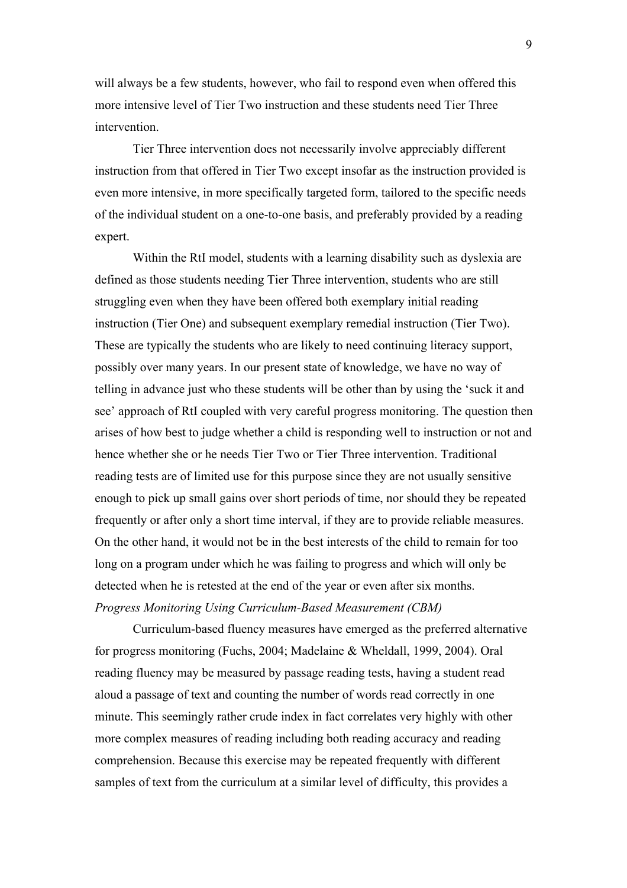will always be a few students, however, who fail to respond even when offered this more intensive level of Tier Two instruction and these students need Tier Three intervention.

Tier Three intervention does not necessarily involve appreciably different instruction from that offered in Tier Two except insofar as the instruction provided is even more intensive, in more specifically targeted form, tailored to the specific needs of the individual student on a one-to-one basis, and preferably provided by a reading expert.

Within the RtI model, students with a learning disability such as dyslexia are defined as those students needing Tier Three intervention, students who are still struggling even when they have been offered both exemplary initial reading instruction (Tier One) and subsequent exemplary remedial instruction (Tier Two). These are typically the students who are likely to need continuing literacy support, possibly over many years. In our present state of knowledge, we have no way of telling in advance just who these students will be other than by using the 'suck it and see' approach of RtI coupled with very careful progress monitoring. The question then arises of how best to judge whether a child is responding well to instruction or not and hence whether she or he needs Tier Two or Tier Three intervention. Traditional reading tests are of limited use for this purpose since they are not usually sensitive enough to pick up small gains over short periods of time, nor should they be repeated frequently or after only a short time interval, if they are to provide reliable measures. On the other hand, it would not be in the best interests of the child to remain for too long on a program under which he was failing to progress and which will only be detected when he is retested at the end of the year or even after six months.

*Progress Monitoring Using Curriculum-Based Measurement (CBM)*

Curriculum-based fluency measures have emerged as the preferred alternative for progress monitoring (Fuchs, 2004; Madelaine & Wheldall, 1999, 2004). Oral reading fluency may be measured by passage reading tests, having a student read aloud a passage of text and counting the number of words read correctly in one minute. This seemingly rather crude index in fact correlates very highly with other more complex measures of reading including both reading accuracy and reading comprehension. Because this exercise may be repeated frequently with different samples of text from the curriculum at a similar level of difficulty, this provides a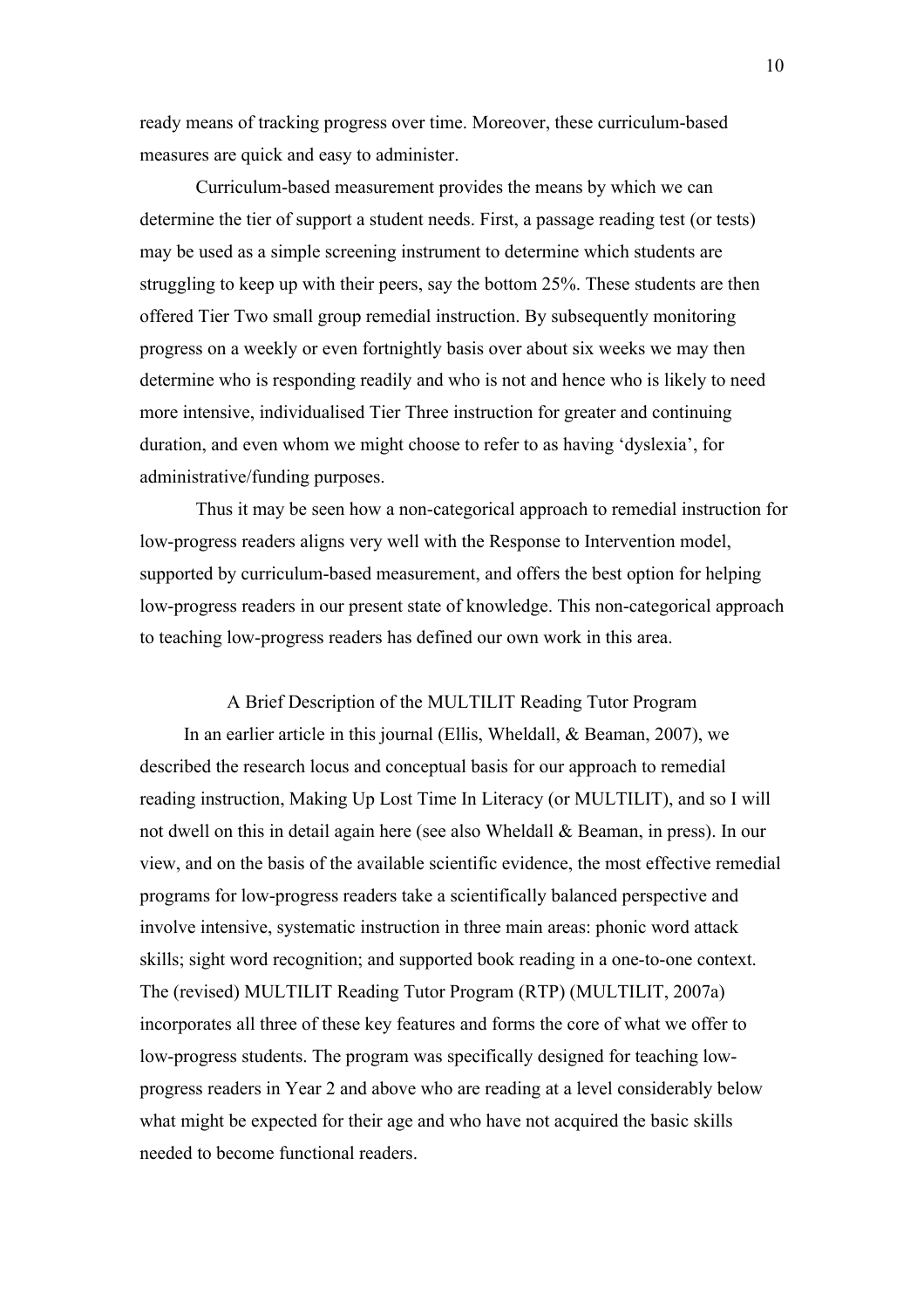ready means of tracking progress over time. Moreover, these curriculum-based measures are quick and easy to administer.

Curriculum-based measurement provides the means by which we can determine the tier of support a student needs. First, a passage reading test (or tests) may be used as a simple screening instrument to determine which students are struggling to keep up with their peers, say the bottom 25%. These students are then offered Tier Two small group remedial instruction. By subsequently monitoring progress on a weekly or even fortnightly basis over about six weeks we may then determine who is responding readily and who is not and hence who is likely to need more intensive, individualised Tier Three instruction for greater and continuing duration, and even whom we might choose to refer to as having 'dyslexia', for administrative/funding purposes.

Thus it may be seen how a non-categorical approach to remedial instruction for low-progress readers aligns very well with the Response to Intervention model, supported by curriculum-based measurement, and offers the best option for helping low-progress readers in our present state of knowledge. This non-categorical approach to teaching low-progress readers has defined our own work in this area.

## A Brief Description of the MULTILIT Reading Tutor Program

In an earlier article in this journal (Ellis, Wheldall, & Beaman, 2007), we described the research locus and conceptual basis for our approach to remedial reading instruction, Making Up Lost Time In Literacy (or MULTILIT), and so I will not dwell on this in detail again here (see also Wheldall & Beaman, in press). In our view, and on the basis of the available scientific evidence, the most effective remedial programs for low-progress readers take a scientifically balanced perspective and involve intensive, systematic instruction in three main areas: phonic word attack skills; sight word recognition; and supported book reading in a one-to-one context. The (revised) MULTILIT Reading Tutor Program (RTP) (MULTILIT, 2007a) incorporates all three of these key features and forms the core of what we offer to low-progress students. The program was specifically designed for teaching low-progress readers in Year 2 and above who are reading at a level considerably below what might be expected for their age and who have not acquired the basic skills needed to become functional readers.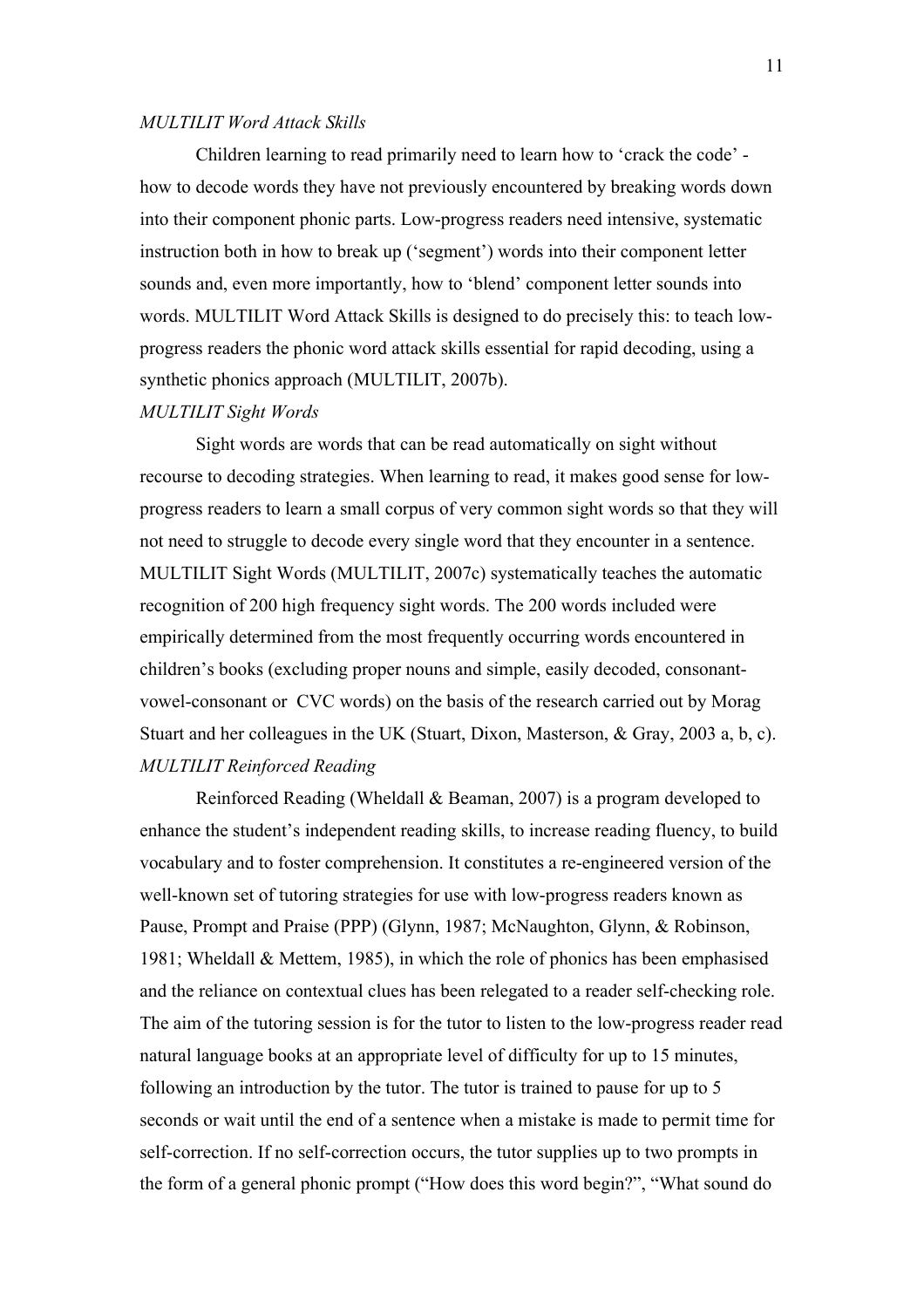*MULTILIT Word Attack Skills*

Children learning to read primarily need to learn how to 'crack the code' - how to decode words they have not previously encountered by breaking words down into their component phonic parts. Low-progress readers need intensive, systematic instruction both in how to break up ('segment') words into their component letter sounds and, even more importantly, how to 'blend' component letter sounds into words. MULTILIT Word Attack Skills is designed to do precisely this: to teach low-progress readers the phonic word attack skills essential for rapid decoding, using a synthetic phonics approach (MULTILIT, 2007b).

*MULTILIT Sight Words*

Sight words are words that can be read automatically on sight without recourse to decoding strategies. When learning to read, it makes good sense for low-progress readers to learn a small corpus of very common sight words so that they will not need to struggle to decode every single word that they encounter in a sentence. MULTILIT Sight Words (MULTILIT, 2007c) systematically teaches the automatic recognition of 200 high frequency sight words. The 200 words included were empirically determined from the most frequently occurring words encountered in children's books (excluding proper nouns and simple, easily decoded, consonant-vowel-consonant or CVC words) on the basis of the research carried out by Morag Stuart and her colleagues in the UK (Stuart, Dixon, Masterson, & Gray, 2003 a, b, c).

*MULTILIT Reinforced Reading*

Reinforced Reading (Wheldall & Beaman, 2007) is a program developed to enhance the student's independent reading skills, to increase reading fluency, to build vocabulary and to foster comprehension. It constitutes a re-engineered version of the well-known set of tutoring strategies for use with low-progress readers known as Pause, Prompt and Praise (PPP) (Glynn, 1987; McNaughton, Glynn, & Robinson, 1981; Wheldall & Mettem, 1985), in which the role of phonics has been emphasised and the reliance on contextual clues has been relegated to a reader self-checking role. The aim of the tutoring session is for the tutor to listen to the low-progress reader read natural language books at an appropriate level of difficulty for up to 15 minutes, following an introduction by the tutor. The tutor is trained to pause for up to 5 seconds or wait until the end of a sentence when a mistake is made to permit time for self-correction. If no self-correction occurs, the tutor supplies up to two prompts in the form of a general phonic prompt ("How does this word begin?", "What sound do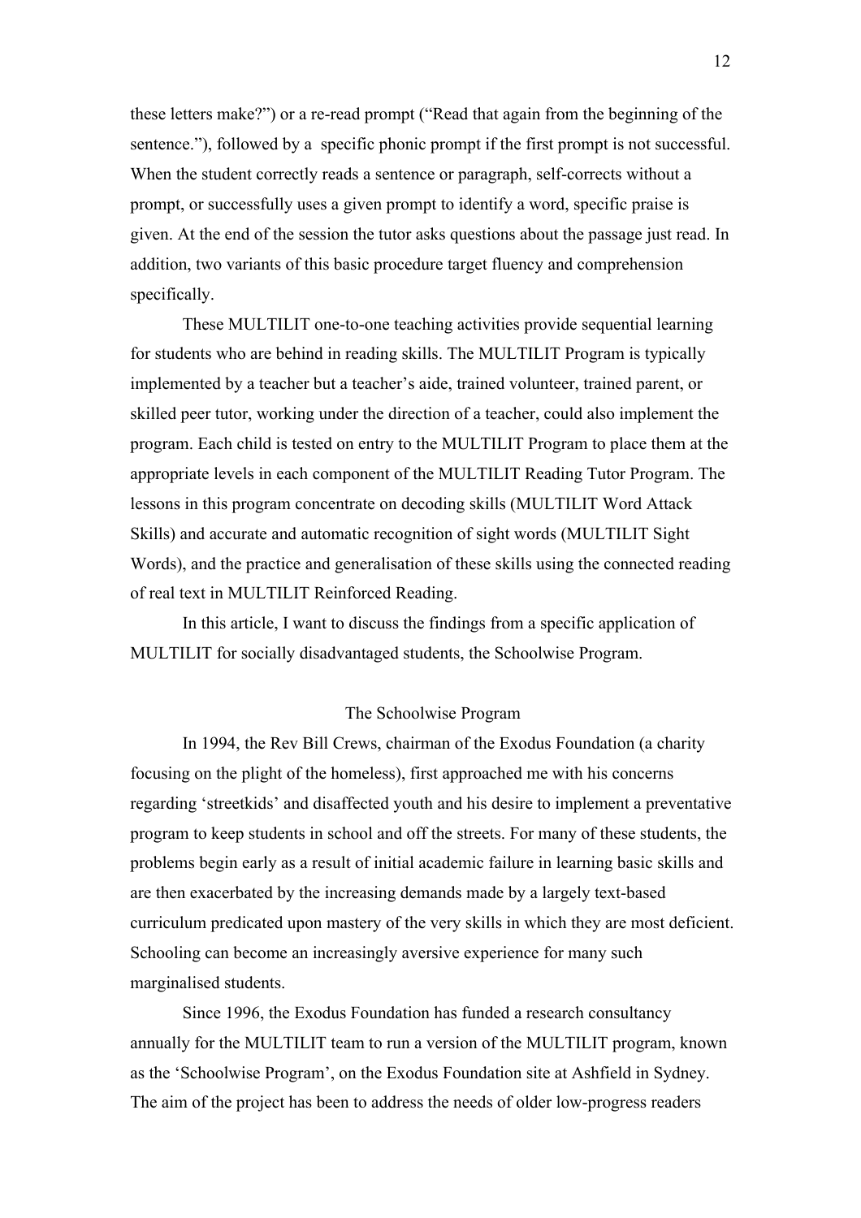these letters make?") or a re-read prompt ("Read that again from the beginning of the sentence."), followed by a specific phonic prompt if the first prompt is not successful. When the student correctly reads a sentence or paragraph, self-corrects without a prompt, or successfully uses a given prompt to identify a word, specific praise is given. At the end of the session the tutor asks questions about the passage just read. In addition, two variants of this basic procedure target fluency and comprehension specifically.

These MULTILIT one-to-one teaching activities provide sequential learning for students who are behind in reading skills. The MULTILIT Program is typically implemented by a teacher but a teacher's aide, trained volunteer, trained parent, or skilled peer tutor, working under the direction of a teacher, could also implement the program. Each child is tested on entry to the MULTILIT Program to place them at the appropriate levels in each component of the MULTILIT Reading Tutor Program. The lessons in this program concentrate on decoding skills (MULTILIT Word Attack Skills) and accurate and automatic recognition of sight words (MULTILIT Sight Words), and the practice and generalisation of these skills using the connected reading of real text in MULTILIT Reinforced Reading.

In this article, I want to discuss the findings from a specific application of MULTILIT for socially disadvantaged students, the Schoolwise Program.

## The Schoolwise Program

In 1994, the Rev Bill Crews, chairman of the Exodus Foundation (a charity focusing on the plight of the homeless), first approached me with his concerns regarding 'streetkids' and disaffected youth and his desire to implement a preventative program to keep students in school and off the streets. For many of these students, the problems begin early as a result of initial academic failure in learning basic skills and are then exacerbated by the increasing demands made by a largely text-based curriculum predicated upon mastery of the very skills in which they are most deficient. Schooling can become an increasingly aversive experience for many such marginalised students.

Since 1996, the Exodus Foundation has funded a research consultancy annually for the MULTILIT team to run a version of the MULTILIT program, known as the 'Schoolwise Program', on the Exodus Foundation site at Ashfield in Sydney. The aim of the project has been to address the needs of older low-progress readers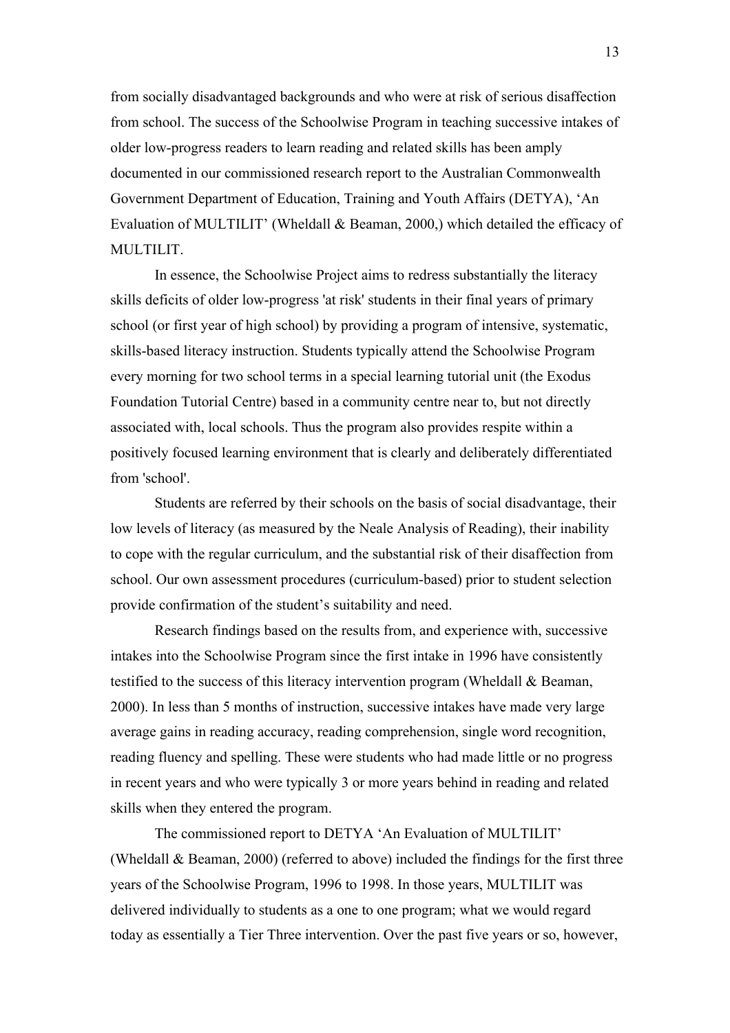from socially disadvantaged backgrounds and who were at risk of serious disaffection from school. The success of the Schoolwise Program in teaching successive intakes of older low-progress readers to learn reading and related skills has been amply documented in our commissioned research report to the Australian Commonwealth Government Department of Education, Training and Youth Affairs (DETYA), 'An Evaluation of MULTILIT' (Wheldall & Beaman, 2000,) which detailed the efficacy of MULTILIT.

In essence, the Schoolwise Project aims to redress substantially the literacy skills deficits of older low-progress 'at risk' students in their final years of primary school (or first year of high school) by providing a program of intensive, systematic, skills-based literacy instruction. Students typically attend the Schoolwise Program every morning for two school terms in a special learning tutorial unit (the Exodus Foundation Tutorial Centre) based in a community centre near to, but not directly associated with, local schools. Thus the program also provides respite within a positively focused learning environment that is clearly and deliberately differentiated from 'school'.

Students are referred by their schools on the basis of social disadvantage, their low levels of literacy (as measured by the Neale Analysis of Reading), their inability to cope with the regular curriculum, and the substantial risk of their disaffection from school. Our own assessment procedures (curriculum-based) prior to student selection provide confirmation of the student's suitability and need.

Research findings based on the results from, and experience with, successive intakes into the Schoolwise Program since the first intake in 1996 have consistently testified to the success of this literacy intervention program (Wheldall & Beaman, 2000). In less than 5 months of instruction, successive intakes have made very large average gains in reading accuracy, reading comprehension, single word recognition, reading fluency and spelling. These were students who had made little or no progress in recent years and who were typically 3 or more years behind in reading and related skills when they entered the program.

The commissioned report to DETYA 'An Evaluation of MULTILIT' (Wheldall & Beaman, 2000) (referred to above) included the findings for the first three years of the Schoolwise Program, 1996 to 1998. In those years, MULTILIT was delivered individually to students as a one to one program; what we would regard today as essentially a Tier Three intervention. Over the past five years or so, however,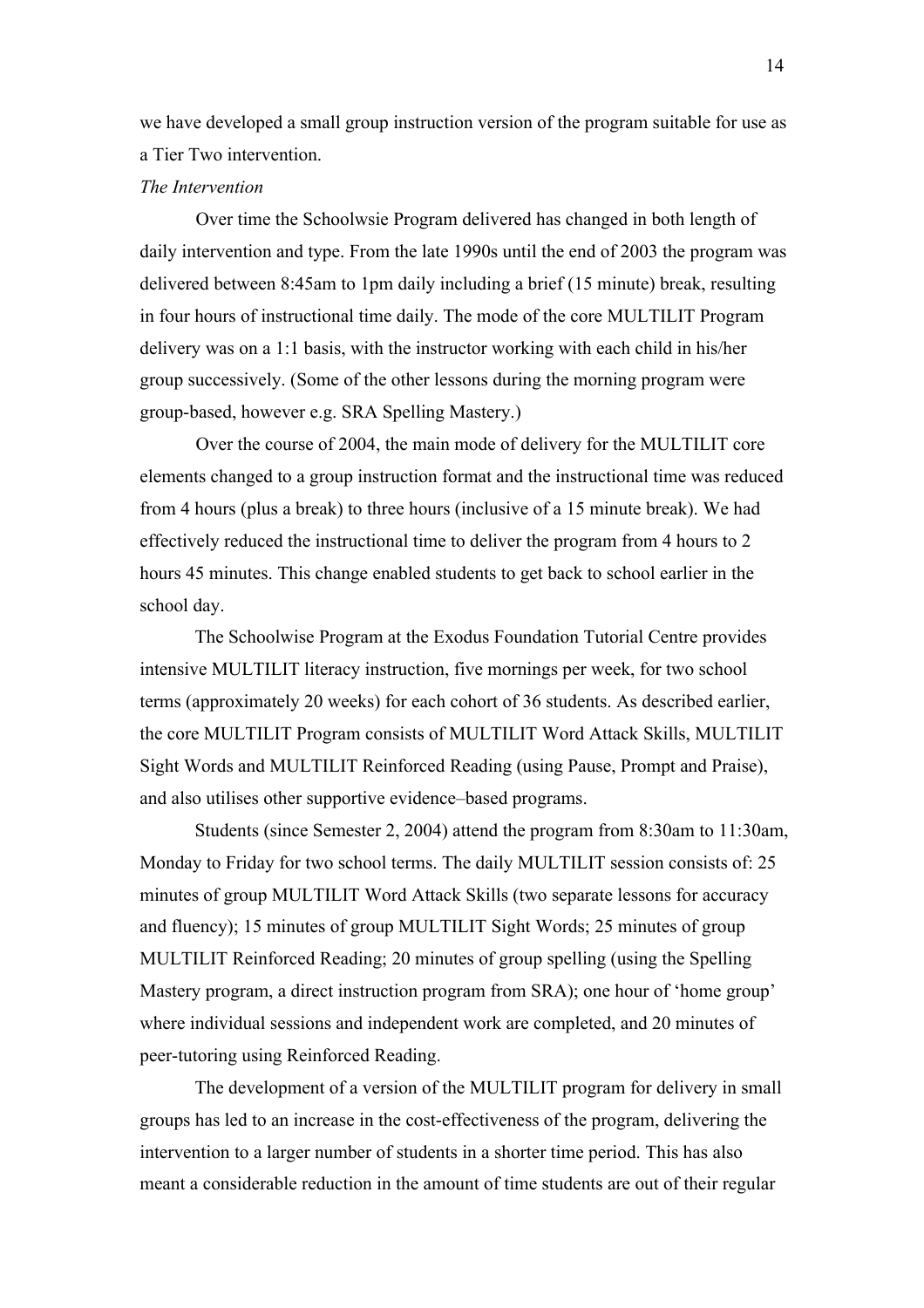we have developed a small group instruction version of the program suitable for use as a Tier Two intervention.

*The Intervention*

Over time the Schoolwsie Program delivered has changed in both length of daily intervention and type. From the late 1990s until the end of 2003 the program was delivered between 8:45am to 1pm daily including a brief (15 minute) break, resulting in four hours of instructional time daily. The mode of the core MULTILIT Program delivery was on a 1:1 basis, with the instructor working with each child in his/her group successively. (Some of the other lessons during the morning program were group-based, however e.g. SRA Spelling Mastery.)

Over the course of 2004, the main mode of delivery for the MULTILIT core elements changed to a group instruction format and the instructional time was reduced from 4 hours (plus a break) to three hours (inclusive of a 15 minute break). We had effectively reduced the instructional time to deliver the program from 4 hours to 2 hours 45 minutes. This change enabled students to get back to school earlier in the school day.

The Schoolwise Program at the Exodus Foundation Tutorial Centre provides intensive MULTILIT literacy instruction, five mornings per week, for two school terms (approximately 20 weeks) for each cohort of 36 students. As described earlier, the core MULTILIT Program consists of MULTILIT Word Attack Skills, MULTILIT Sight Words and MULTILIT Reinforced Reading (using Pause, Prompt and Praise), and also utilises other supportive evidence–based programs.

Students (since Semester 2, 2004) attend the program from 8:30am to 11:30am, Monday to Friday for two school terms. The daily MULTILIT session consists of: 25 minutes of group MULTILIT Word Attack Skills (two separate lessons for accuracy and fluency); 15 minutes of group MULTILIT Sight Words; 25 minutes of group MULTILIT Reinforced Reading; 20 minutes of group spelling (using the Spelling Mastery program, a direct instruction program from SRA); one hour of 'home group' where individual sessions and independent work are completed, and 20 minutes of peer-tutoring using Reinforced Reading.

The development of a version of the MULTILIT program for delivery in small groups has led to an increase in the cost-effectiveness of the program, delivering the intervention to a larger number of students in a shorter time period. This has also meant a considerable reduction in the amount of time students are out of their regular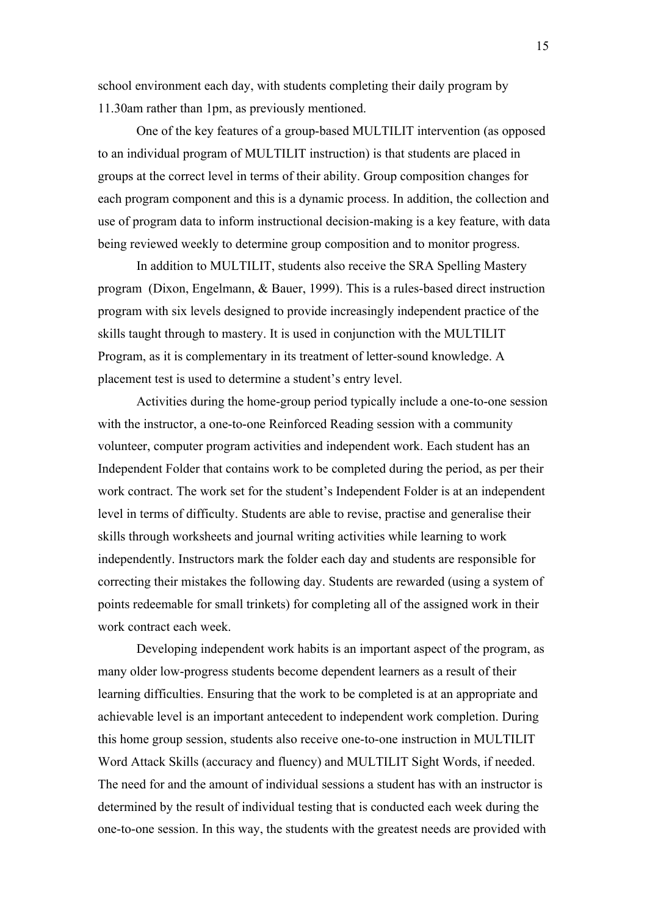school environment each day, with students completing their daily program by 11.30am rather than 1pm, as previously mentioned.

One of the key features of a group-based MULTILIT intervention (as opposed to an individual program of MULTILIT instruction) is that students are placed in groups at the correct level in terms of their ability. Group composition changes for each program component and this is a dynamic process. In addition, the collection and use of program data to inform instructional decision-making is a key feature, with data being reviewed weekly to determine group composition and to monitor progress.

In addition to MULTILIT, students also receive the SRA Spelling Mastery program (Dixon, Engelmann, & Bauer, 1999). This is a rules-based direct instruction program with six levels designed to provide increasingly independent practice of the skills taught through to mastery. It is used in conjunction with the MULTILIT Program, as it is complementary in its treatment of letter-sound knowledge. A placement test is used to determine a student's entry level.

Activities during the home-group period typically include a one-to-one session with the instructor, a one-to-one Reinforced Reading session with a community volunteer, computer program activities and independent work. Each student has an Independent Folder that contains work to be completed during the period, as per their work contract. The work set for the student's Independent Folder is at an independent level in terms of difficulty. Students are able to revise, practise and generalise their skills through worksheets and journal writing activities while learning to work independently. Instructors mark the folder each day and students are responsible for correcting their mistakes the following day. Students are rewarded (using a system of points redeemable for small trinkets) for completing all of the assigned work in their work contract each week.

Developing independent work habits is an important aspect of the program, as many older low-progress students become dependent learners as a result of their learning difficulties. Ensuring that the work to be completed is at an appropriate and achievable level is an important antecedent to independent work completion. During this home group session, students also receive one-to-one instruction in MULTILIT Word Attack Skills (accuracy and fluency) and MULTILIT Sight Words, if needed. The need for and the amount of individual sessions a student has with an instructor is determined by the result of individual testing that is conducted each week during the one-to-one session. In this way, the students with the greatest needs are provided with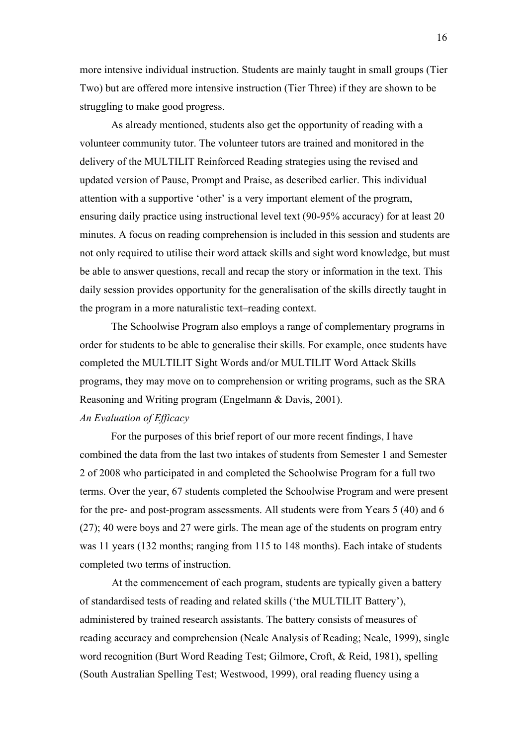more intensive individual instruction. Students are mainly taught in small groups (Tier Two) but are offered more intensive instruction (Tier Three) if they are shown to be struggling to make good progress.

As already mentioned, students also get the opportunity of reading with a volunteer community tutor. The volunteer tutors are trained and monitored in the delivery of the MULTILIT Reinforced Reading strategies using the revised and updated version of Pause, Prompt and Praise, as described earlier. This individual attention with a supportive 'other' is a very important element of the program, ensuring daily practice using instructional level text (90-95% accuracy) for at least 20 minutes. A focus on reading comprehension is included in this session and students are not only required to utilise their word attack skills and sight word knowledge, but must be able to answer questions, recall and recap the story or information in the text. This daily session provides opportunity for the generalisation of the skills directly taught in the program in a more naturalistic text–reading context.

The Schoolwise Program also employs a range of complementary programs in order for students to be able to generalise their skills. For example, once students have completed the MULTILIT Sight Words and/or MULTILIT Word Attack Skills programs, they may move on to comprehension or writing programs, such as the SRA Reasoning and Writing program (Engelmann & Davis, 2001).

*An Evaluation of Efficacy*

For the purposes of this brief report of our more recent findings, I have combined the data from the last two intakes of students from Semester 1 and Semester 2 of 2008 who participated in and completed the Schoolwise Program for a full two terms. Over the year, 67 students completed the Schoolwise Program and were present for the pre- and post-program assessments. All students were from Years 5 (40) and 6 (27); 40 were boys and 27 were girls. The mean age of the students on program entry was 11 years (132 months; ranging from 115 to 148 months). Each intake of students completed two terms of instruction.

At the commencement of each program, students are typically given a battery of standardised tests of reading and related skills ('the MULTILIT Battery'), administered by trained research assistants. The battery consists of measures of reading accuracy and comprehension (Neale Analysis of Reading; Neale, 1999), single word recognition (Burt Word Reading Test; Gilmore, Croft, & Reid, 1981), spelling (South Australian Spelling Test; Westwood, 1999), oral reading fluency using a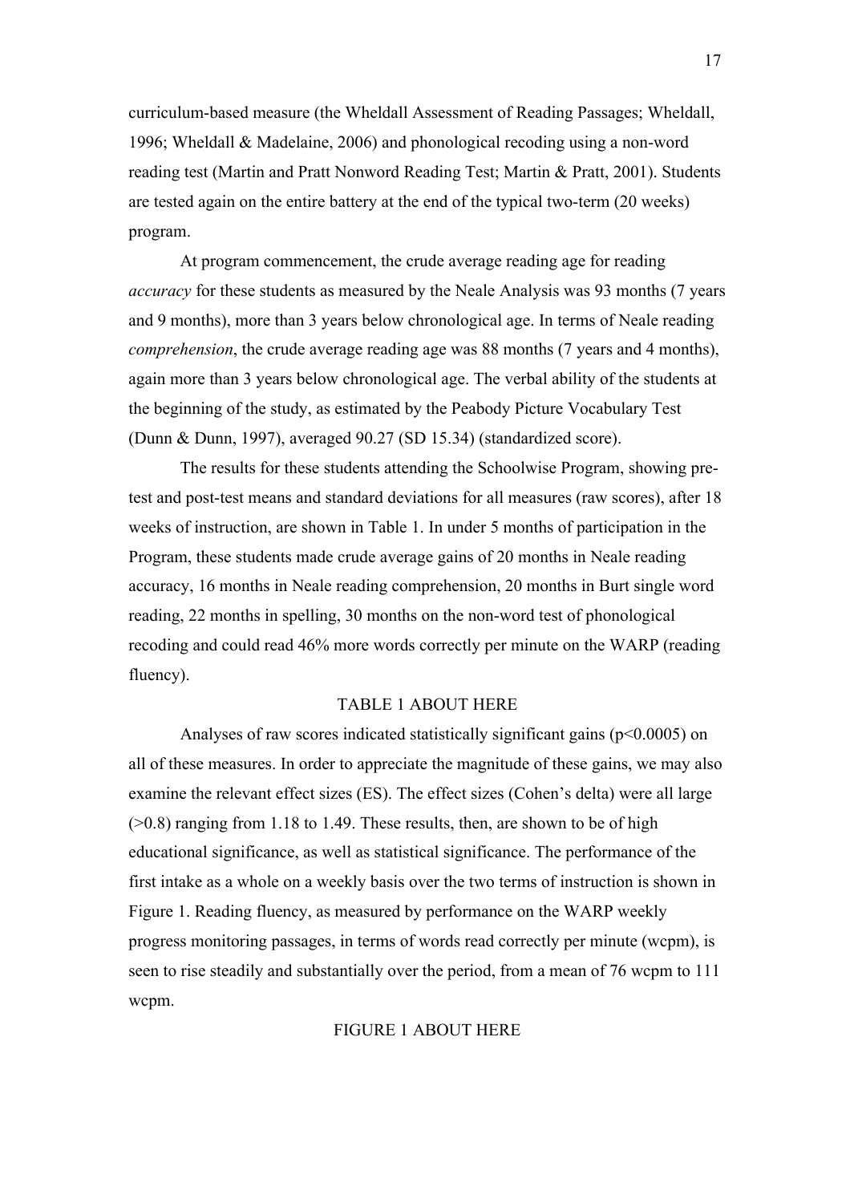curriculum-based measure (the Wheldall Assessment of Reading Passages; Wheldall, 1996; Wheldall & Madelaine, 2006) and phonological recoding using a non-word reading test (Martin and Pratt Nonword Reading Test; Martin & Pratt, 2001). Students are tested again on the entire battery at the end of the typical two-term (20 weeks) program.

At program commencement, the crude average reading age for reading *accuracy* for these students as measured by the Neale Analysis was 93 months (7 years and 9 months), more than 3 years below chronological age. In terms of Neale reading *comprehension*, the crude average reading age was 88 months (7 years and 4 months), again more than 3 years below chronological age. The verbal ability of the students at the beginning of the study, as estimated by the Peabody Picture Vocabulary Test (Dunn & Dunn, 1997), averaged 90.27 (SD 15.34) (standardized score).

The results for these students attending the Schoolwise Program, showing pre-test and post-test means and standard deviations for all measures (raw scores), after 18 weeks of instruction, are shown in Table 1. In under 5 months of participation in the Program, these students made crude average gains of 20 months in Neale reading accuracy, 16 months in Neale reading comprehension, 20 months in Burt single word reading, 22 months in spelling, 30 months on the non-word test of phonological recoding and could read 46% more words correctly per minute on the WARP (reading fluency).

TABLE 1 ABOUT HERE

Analyses of raw scores indicated statistically significant gains ($p<0.0005$) on all of these measures. In order to appreciate the magnitude of these gains, we may also examine the relevant effect sizes (ES). The effect sizes (Cohen's delta) were all large (>0.8) ranging from 1.18 to 1.49. These results, then, are shown to be of high educational significance, as well as statistical significance. The performance of the first intake as a whole on a weekly basis over the two terms of instruction is shown in Figure 1. Reading fluency, as measured by performance on the WARP weekly progress monitoring passages, in terms of words read correctly per minute (wcpm), is seen to rise steadily and substantially over the period, from a mean of 76 wcpm to 111 wcpm.

FIGURE 1 ABOUT HERE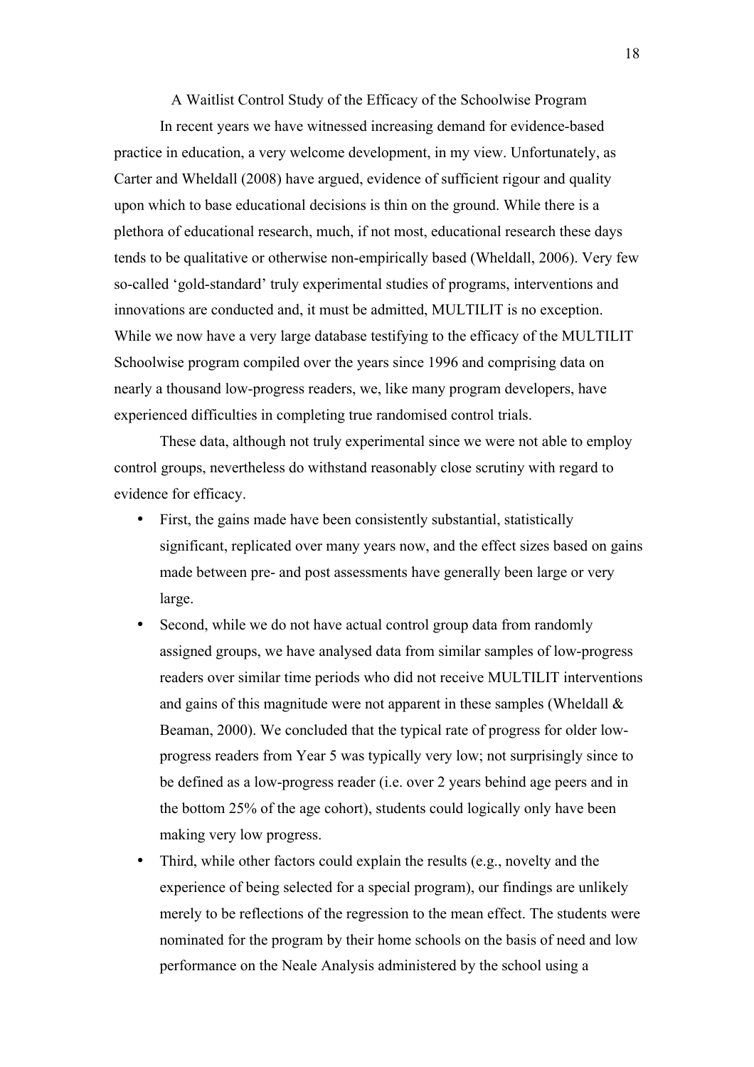## A Waitlist Control Study of the Efficacy of the Schoolwise Program

In recent years we have witnessed increasing demand for evidence-based practice in education, a very welcome development, in my view. Unfortunately, as Carter and Wheldall (2008) have argued, evidence of sufficient rigour and quality upon which to base educational decisions is thin on the ground. While there is a plethora of educational research, much, if not most, educational research these days tends to be qualitative or otherwise non-empirically based (Wheldall, 2006). Very few so-called 'gold-standard' truly experimental studies of programs, interventions and innovations are conducted and, it must be admitted, MULTILIT is no exception. While we now have a very large database testifying to the efficacy of the MULTILIT Schoolwise program compiled over the years since 1996 and comprising data on nearly a thousand low-progress readers, we, like many program developers, have experienced difficulties in completing true randomised control trials.

These data, although not truly experimental since we were not able to employ control groups, nevertheless do withstand reasonably close scrutiny with regard to evidence for efficacy.

- First, the gains made have been consistently substantial, statistically significant, replicated over many years now, and the effect sizes based on gains made between pre- and post assessments have generally been large or very large.
- Second, while we do not have actual control group data from randomly assigned groups, we have analysed data from similar samples of low-progress readers over similar time periods who did not receive MULTILIT interventions and gains of this magnitude were not apparent in these samples (Wheldall & Beaman, 2000). We concluded that the typical rate of progress for older low-progress readers from Year 5 was typically very low; not surprisingly since to be defined as a low-progress reader (i.e. over 2 years behind age peers and in the bottom 25% of the age cohort), students could logically only have been making very low progress.
- Third, while other factors could explain the results (e.g., novelty and the experience of being selected for a special program), our findings are unlikely merely to be reflections of the regression to the mean effect. The students were nominated for the program by their home schools on the basis of need and low performance on the Neale Analysis administered by the school using a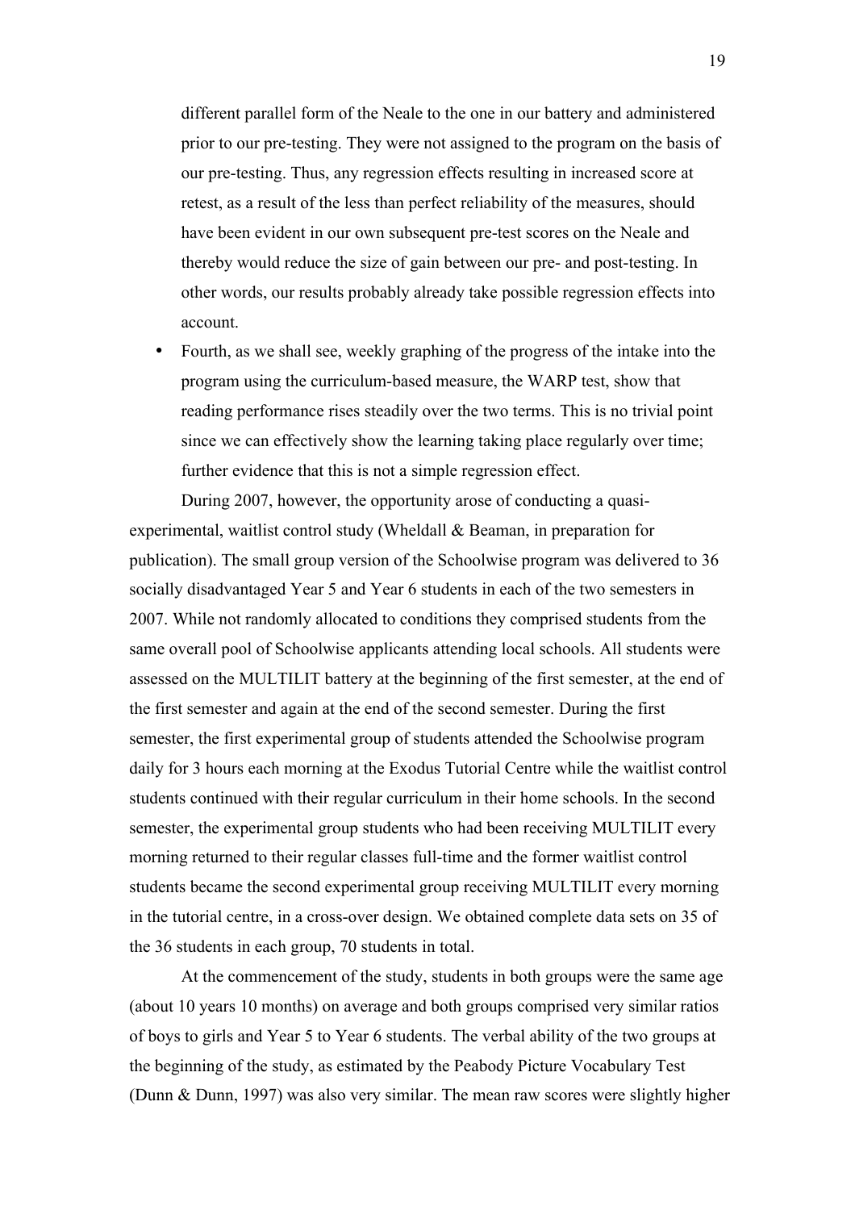different parallel form of the Neale to the one in our battery and administered prior to our pre-testing. They were not assigned to the program on the basis of our pre-testing. Thus, any regression effects resulting in increased score at retest, as a result of the less than perfect reliability of the measures, should have been evident in our own subsequent pre-test scores on the Neale and thereby would reduce the size of gain between our pre- and post-testing. In other words, our results probably already take possible regression effects into account.

- Fourth, as we shall see, weekly graphing of the progress of the intake into the program using the curriculum-based measure, the WARP test, show that reading performance rises steadily over the two terms. This is no trivial point since we can effectively show the learning taking place regularly over time; further evidence that this is not a simple regression effect.

During 2007, however, the opportunity arose of conducting a quasi-experimental, waitlist control study (Wheldall & Beaman, in preparation for publication). The small group version of the Schoolwise program was delivered to 36 socially disadvantaged Year 5 and Year 6 students in each of the two semesters in 2007. While not randomly allocated to conditions they comprised students from the same overall pool of Schoolwise applicants attending local schools. All students were assessed on the MULTILIT battery at the beginning of the first semester, at the end of the first semester and again at the end of the second semester. During the first semester, the first experimental group of students attended the Schoolwise program daily for 3 hours each morning at the Exodus Tutorial Centre while the waitlist control students continued with their regular curriculum in their home schools. In the second semester, the experimental group students who had been receiving MULTILIT every morning returned to their regular classes full-time and the former waitlist control students became the second experimental group receiving MULTILIT every morning in the tutorial centre, in a cross-over design. We obtained complete data sets on 35 of the 36 students in each group, 70 students in total.

At the commencement of the study, students in both groups were the same age (about 10 years 10 months) on average and both groups comprised very similar ratios of boys to girls and Year 5 to Year 6 students. The verbal ability of the two groups at the beginning of the study, as estimated by the Peabody Picture Vocabulary Test (Dunn & Dunn, 1997) was also very similar. The mean raw scores were slightly higher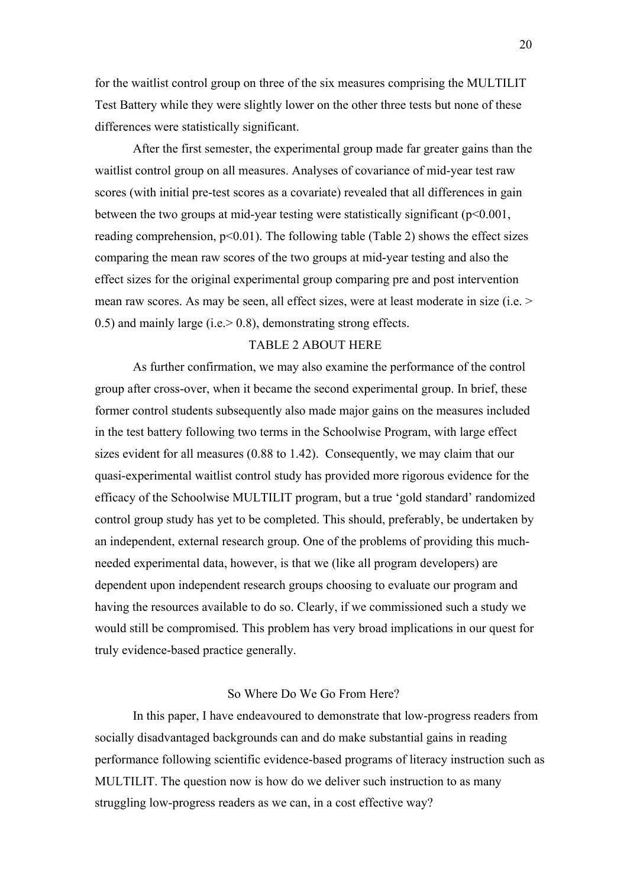for the waitlist control group on three of the six measures comprising the MULTILIT Test Battery while they were slightly lower on the other three tests but none of these differences were statistically significant.

After the first semester, the experimental group made far greater gains than the waitlist control group on all measures. Analyses of covariance of mid-year test raw scores (with initial pre-test scores as a covariate) revealed that all differences in gain between the two groups at mid-year testing were statistically significant ($p<0.001$, reading comprehension, $p<0.01$). The following table (Table 2) shows the effect sizes comparing the mean raw scores of the two groups at mid-year testing and also the effect sizes for the original experimental group comparing pre and post intervention mean raw scores. As may be seen, all effect sizes, were at least moderate in size (i.e. > 0.5) and mainly large (i.e.> 0.8), demonstrating strong effects.

TABLE 2 ABOUT HERE

As further confirmation, we may also examine the performance of the control group after cross-over, when it became the second experimental group. In brief, these former control students subsequently also made major gains on the measures included in the test battery following two terms in the Schoolwise Program, with large effect sizes evident for all measures (0.88 to 1.42). Consequently, we may claim that our quasi-experimental waitlist control study has provided more rigorous evidence for the efficacy of the Schoolwise MULTILIT program, but a true 'gold standard' randomized control group study has yet to be completed. This should, preferably, be undertaken by an independent, external research group. One of the problems of providing this much-needed experimental data, however, is that we (like all program developers) are dependent upon independent research groups choosing to evaluate our program and having the resources available to do so. Clearly, if we commissioned such a study we would still be compromised. This problem has very broad implications in our quest for truly evidence-based practice generally.

## So Where Do We Go From Here?

In this paper, I have endeavoured to demonstrate that low-progress readers from socially disadvantaged backgrounds can and do make substantial gains in reading performance following scientific evidence-based programs of literacy instruction such as MULTILIT. The question now is how do we deliver such instruction to as many struggling low-progress readers as we can, in a cost effective way?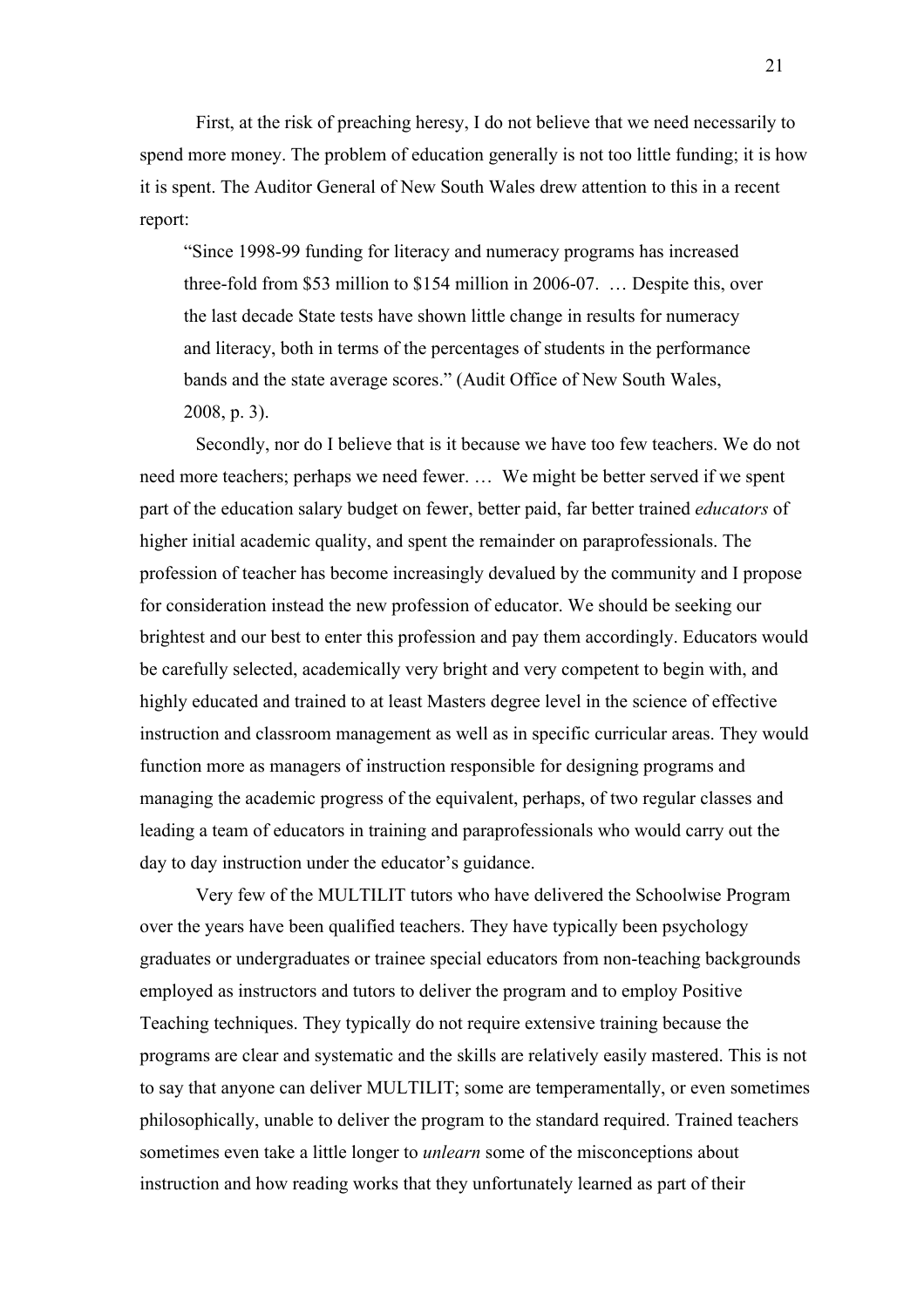First, at the risk of preaching heresy, I do not believe that we need necessarily to spend more money. The problem of education generally is not too little funding; it is how it is spent. The Auditor General of New South Wales drew attention to this in a recent report:

> "Since 1998-99 funding for literacy and numeracy programs has increased three-fold from $53 million to $154 million in 2006-07. … Despite this, over the last decade State tests have shown little change in results for numeracy and literacy, both in terms of the percentages of students in the performance bands and the state average scores." (Audit Office of New South Wales, 2008, p. 3).

Secondly, nor do I believe that is it because we have too few teachers. We do not need more teachers; perhaps we need fewer. … We might be better served if we spent part of the education salary budget on fewer, better paid, far better trained *educators* of higher initial academic quality, and spent the remainder on paraprofessionals. The profession of teacher has become increasingly devalued by the community and I propose for consideration instead the new profession of educator. We should be seeking our brightest and our best to enter this profession and pay them accordingly. Educators would be carefully selected, academically very bright and very competent to begin with, and highly educated and trained to at least Masters degree level in the science of effective instruction and classroom management as well as in specific curricular areas. They would function more as managers of instruction responsible for designing programs and managing the academic progress of the equivalent, perhaps, of two regular classes and leading a team of educators in training and paraprofessionals who would carry out the day to day instruction under the educator's guidance.

Very few of the MULTILIT tutors who have delivered the Schoolwise Program over the years have been qualified teachers. They have typically been psychology graduates or undergraduates or trainee special educators from non-teaching backgrounds employed as instructors and tutors to deliver the program and to employ Positive Teaching techniques. They typically do not require extensive training because the programs are clear and systematic and the skills are relatively easily mastered. This is not to say that anyone can deliver MULTILIT; some are temperamentally, or even sometimes philosophically, unable to deliver the program to the standard required. Trained teachers sometimes even take a little longer to *unlearn* some of the misconceptions about instruction and how reading works that they unfortunately learned as part of their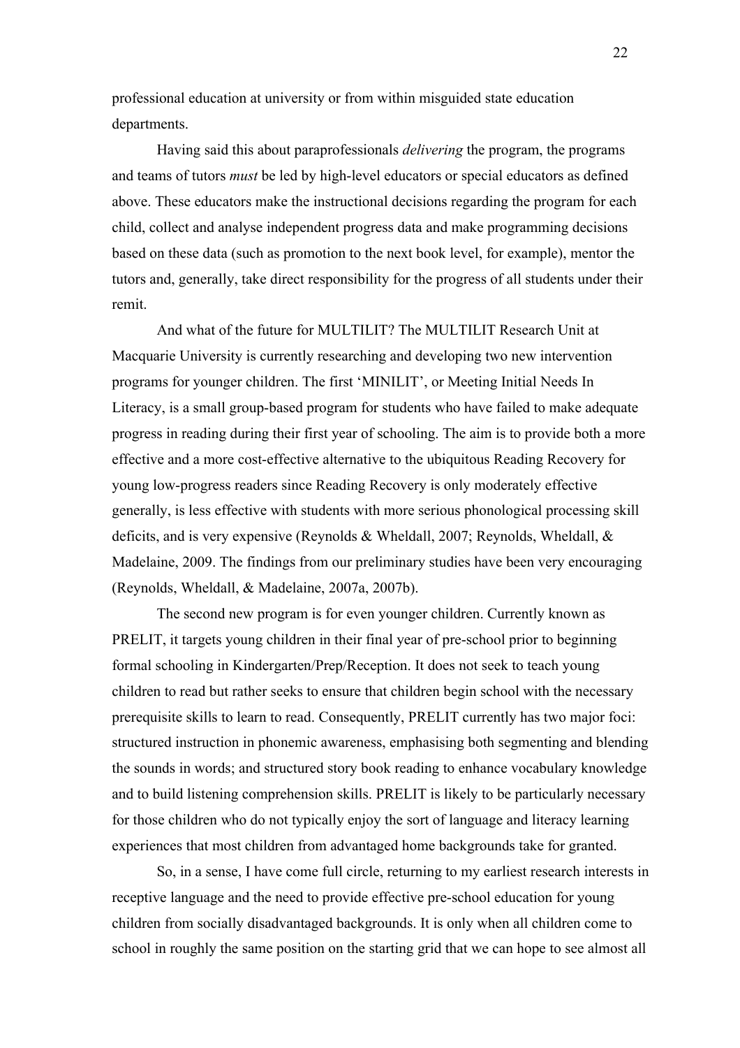professional education at university or from within misguided state education departments.

Having said this about paraprofessionals *delivering* the program, the programs and teams of tutors *must* be led by high-level educators or special educators as defined above. These educators make the instructional decisions regarding the program for each child, collect and analyse independent progress data and make programming decisions based on these data (such as promotion to the next book level, for example), mentor the tutors and, generally, take direct responsibility for the progress of all students under their remit.

And what of the future for MULTILIT? The MULTILIT Research Unit at Macquarie University is currently researching and developing two new intervention programs for younger children. The first 'MINILIT', or Meeting Initial Needs In Literacy, is a small group-based program for students who have failed to make adequate progress in reading during their first year of schooling. The aim is to provide both a more effective and a more cost-effective alternative to the ubiquitous Reading Recovery for young low-progress readers since Reading Recovery is only moderately effective generally, is less effective with students with more serious phonological processing skill deficits, and is very expensive (Reynolds & Wheldall, 2007; Reynolds, Wheldall, & Madelaine, 2009. The findings from our preliminary studies have been very encouraging (Reynolds, Wheldall, & Madelaine, 2007a, 2007b).

The second new program is for even younger children. Currently known as PRELIT, it targets young children in their final year of pre-school prior to beginning formal schooling in Kindergarten/Prep/Reception. It does not seek to teach young children to read but rather seeks to ensure that children begin school with the necessary prerequisite skills to learn to read. Consequently, PRELIT currently has two major foci: structured instruction in phonemic awareness, emphasising both segmenting and blending the sounds in words; and structured story book reading to enhance vocabulary knowledge and to build listening comprehension skills. PRELIT is likely to be particularly necessary for those children who do not typically enjoy the sort of language and literacy learning experiences that most children from advantaged home backgrounds take for granted.

So, in a sense, I have come full circle, returning to my earliest research interests in receptive language and the need to provide effective pre-school education for young children from socially disadvantaged backgrounds. It is only when all children come to school in roughly the same position on the starting grid that we can hope to see almost all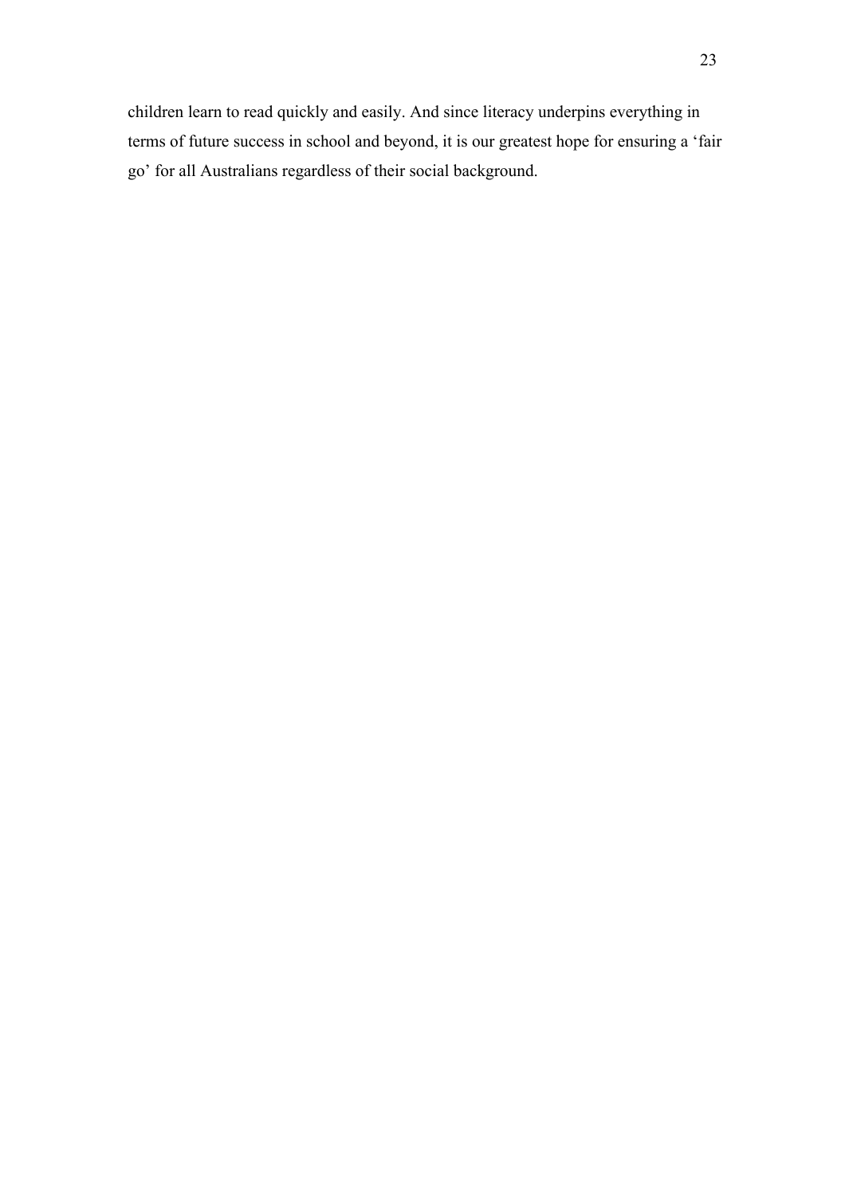children learn to read quickly and easily. And since literacy underpins everything in terms of future success in school and beyond, it is our greatest hope for ensuring a 'fair go' for all Australians regardless of their social background.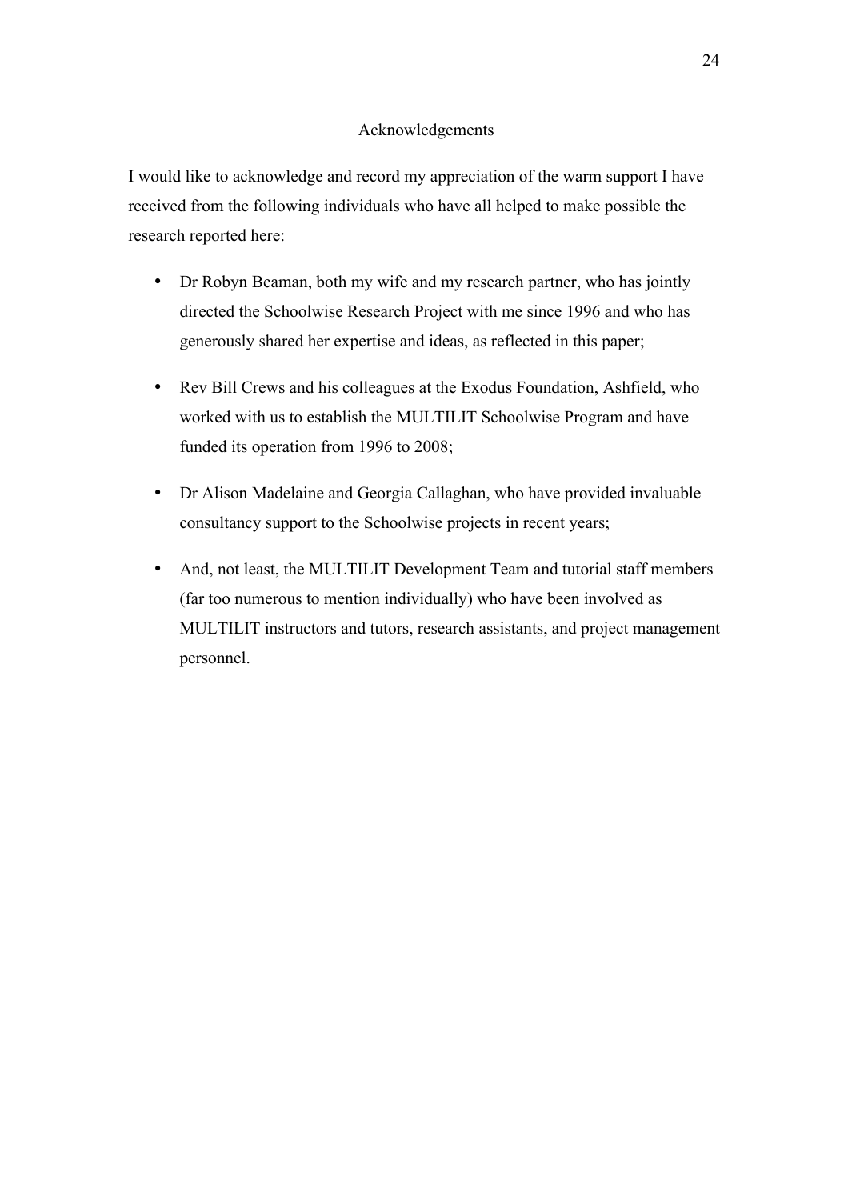## Acknowledgements

I would like to acknowledge and record my appreciation of the warm support I have received from the following individuals who have all helped to make possible the research reported here:

- Dr Robyn Beaman, both my wife and my research partner, who has jointly directed the Schoolwise Research Project with me since 1996 and who has generously shared her expertise and ideas, as reflected in this paper;

- Rev Bill Crews and his colleagues at the Exodus Foundation, Ashfield, who worked with us to establish the MULTILIT Schoolwise Program and have funded its operation from 1996 to 2008;

- Dr Alison Madelaine and Georgia Callaghan, who have provided invaluable consultancy support to the Schoolwise projects in recent years;

- And, not least, the MULTILIT Development Team and tutorial staff members (far too numerous to mention individually) who have been involved as MULTILIT instructors and tutors, research assistants, and project management personnel.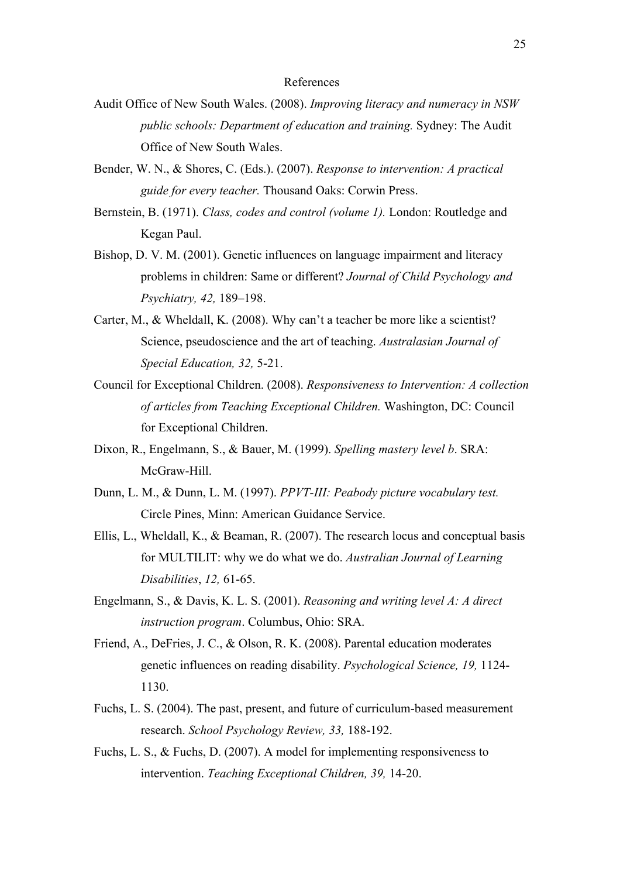# References

Audit Office of New South Wales. (2008). *Improving literacy and numeracy in NSW public schools: Department of education and training.* Sydney: The Audit Office of New South Wales.

Bender, W. N., & Shores, C. (Eds.). (2007). *Response to intervention: A practical guide for every teacher.* Thousand Oaks: Corwin Press.

Bernstein, B. (1971). *Class, codes and control (volume 1).* London: Routledge and Kegan Paul.

Bishop, D. V. M. (2001). Genetic influences on language impairment and literacy problems in children: Same or different? *Journal of Child Psychology and Psychiatry, 42,* 189–198.

Carter, M., & Wheldall, K. (2008). Why can't a teacher be more like a scientist? Science, pseudoscience and the art of teaching. *Australasian Journal of Special Education, 32,* 5-21.

Council for Exceptional Children. (2008). *Responsiveness to Intervention: A collection of articles from Teaching Exceptional Children.* Washington, DC: Council for Exceptional Children.

Dixon, R., Engelmann, S., & Bauer, M. (1999). *Spelling mastery level b*. SRA: McGraw-Hill.

Dunn, L. M., & Dunn, L. M. (1997). *PPVT-III: Peabody picture vocabulary test.* Circle Pines, Minn: American Guidance Service.

Ellis, L., Wheldall, K., & Beaman, R. (2007). The research locus and conceptual basis for MULTILIT: why we do what we do. *Australian Journal of Learning Disabilities*, *12,* 61-65.

Engelmann, S., & Davis, K. L. S. (2001). *Reasoning and writing level A: A direct instruction program*. Columbus, Ohio: SRA.

Friend, A., DeFries, J. C., & Olson, R. K. (2008). Parental education moderates genetic influences on reading disability. *Psychological Science, 19,* 1124-1130.

Fuchs, L. S. (2004). The past, present, and future of curriculum-based measurement research. *School Psychology Review, 33,* 188-192.

Fuchs, L. S., & Fuchs, D. (2007). A model for implementing responsiveness to intervention. *Teaching Exceptional Children, 39,* 14-20.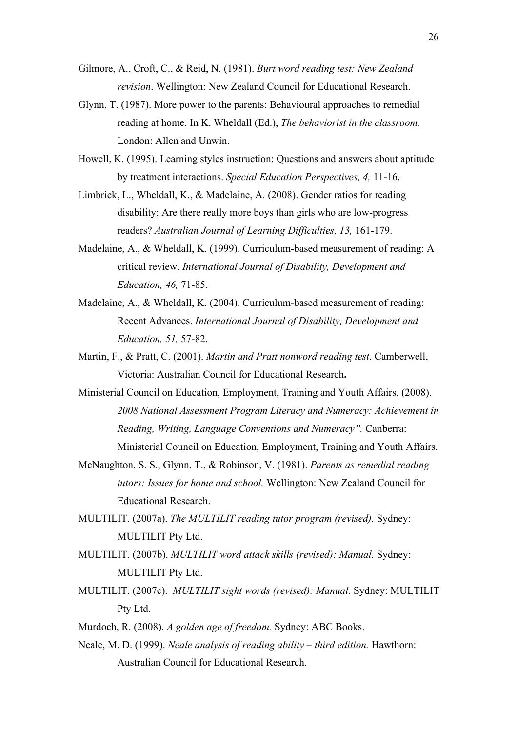Gilmore, A., Croft, C., & Reid, N. (1981). *Burt word reading test: New Zealand revision*. Wellington: New Zealand Council for Educational Research.

Glynn, T. (1987). More power to the parents: Behavioural approaches to remedial reading at home. In K. Wheldall (Ed.), *The behaviorist in the classroom.* London: Allen and Unwin.

Howell, K. (1995). Learning styles instruction: Questions and answers about aptitude by treatment interactions. *Special Education Perspectives, 4,* 11-16.

Limbrick, L., Wheldall, K., & Madelaine, A. (2008). Gender ratios for reading disability: Are there really more boys than girls who are low-progress readers? *Australian Journal of Learning Difficulties, 13,* 161-179.

Madelaine, A., & Wheldall, K. (1999). Curriculum-based measurement of reading: A critical review. *International Journal of Disability, Development and Education, 46,* 71-85.

Madelaine, A., & Wheldall, K. (2004). Curriculum-based measurement of reading: Recent Advances. *International Journal of Disability, Development and Education, 51,* 57-82.

Martin, F., & Pratt, C. (2001). *Martin and Pratt nonword reading test*. Camberwell, Victoria: Australian Council for Educational Research**.**

Ministerial Council on Education, Employment, Training and Youth Affairs. (2008). *2008 National Assessment Program Literacy and Numeracy: Achievement in Reading, Writing, Language Conventions and Numeracy".* Canberra: Ministerial Council on Education, Employment, Training and Youth Affairs.

McNaughton, S. S., Glynn, T., & Robinson, V. (1981). *Parents as remedial reading tutors: Issues for home and school.* Wellington: New Zealand Council for Educational Research.

MULTILIT. (2007a). *The MULTILIT reading tutor program (revised).* Sydney: MULTILIT Pty Ltd.

MULTILIT. (2007b). *MULTILIT word attack skills (revised): Manual.* Sydney: MULTILIT Pty Ltd.

MULTILIT. (2007c). *MULTILIT sight words (revised): Manual.* Sydney: MULTILIT Pty Ltd.

Murdoch, R. (2008). *A golden age of freedom.* Sydney: ABC Books.

Neale, M. D. (1999). *Neale analysis of reading ability – third edition.* Hawthorn: Australian Council for Educational Research.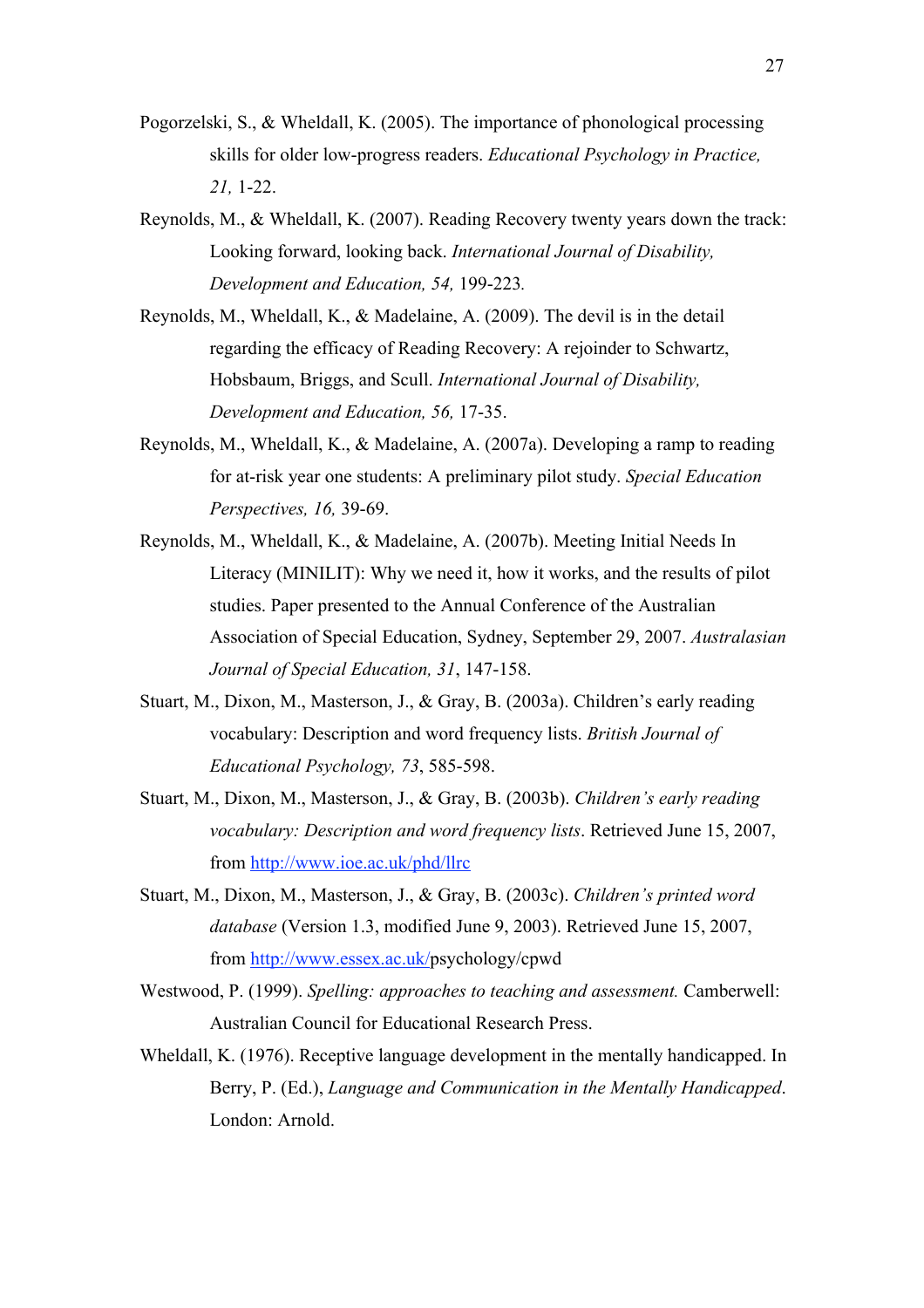Pogorzelski, S., & Wheldall, K. (2005). The importance of phonological processing skills for older low-progress readers. *Educational Psychology in Practice, 21,* 1-22.

Reynolds, M., & Wheldall, K. (2007). Reading Recovery twenty years down the track: Looking forward, looking back. *International Journal of Disability, Development and Education, 54,* 199-223.

Reynolds, M., Wheldall, K., & Madelaine, A. (2009). The devil is in the detail regarding the efficacy of Reading Recovery: A rejoinder to Schwartz, Hobsbaum, Briggs, and Scull. *International Journal of Disability, Development and Education, 56,* 17-35.

Reynolds, M., Wheldall, K., & Madelaine, A. (2007a). Developing a ramp to reading for at-risk year one students: A preliminary pilot study. *Special Education Perspectives, 16,* 39-69.

Reynolds, M., Wheldall, K., & Madelaine, A. (2007b). Meeting Initial Needs In Literacy (MINILIT): Why we need it, how it works, and the results of pilot studies. Paper presented to the Annual Conference of the Australian Association of Special Education, Sydney, September 29, 2007. *Australasian Journal of Special Education, 31*, 147-158.

Stuart, M., Dixon, M., Masterson, J., & Gray, B. (2003a). Children's early reading vocabulary: Description and word frequency lists. *British Journal of Educational Psychology, 73*, 585-598.

Stuart, M., Dixon, M., Masterson, J., & Gray, B. (2003b). *Children's early reading vocabulary: Description and word frequency lists*. Retrieved June 15, 2007, from http://www.ioe.ac.uk/phd/llrc

Stuart, M., Dixon, M., Masterson, J., & Gray, B. (2003c). *Children's printed word database* (Version 1.3, modified June 9, 2003). Retrieved June 15, 2007, from http://www.essex.ac.uk/psychology/cpwd

Westwood, P. (1999). *Spelling: approaches to teaching and assessment.* Camberwell: Australian Council for Educational Research Press.

Wheldall, K. (1976). Receptive language development in the mentally handicapped. In Berry, P. (Ed.), *Language and Communication in the Mentally Handicapped*. London: Arnold.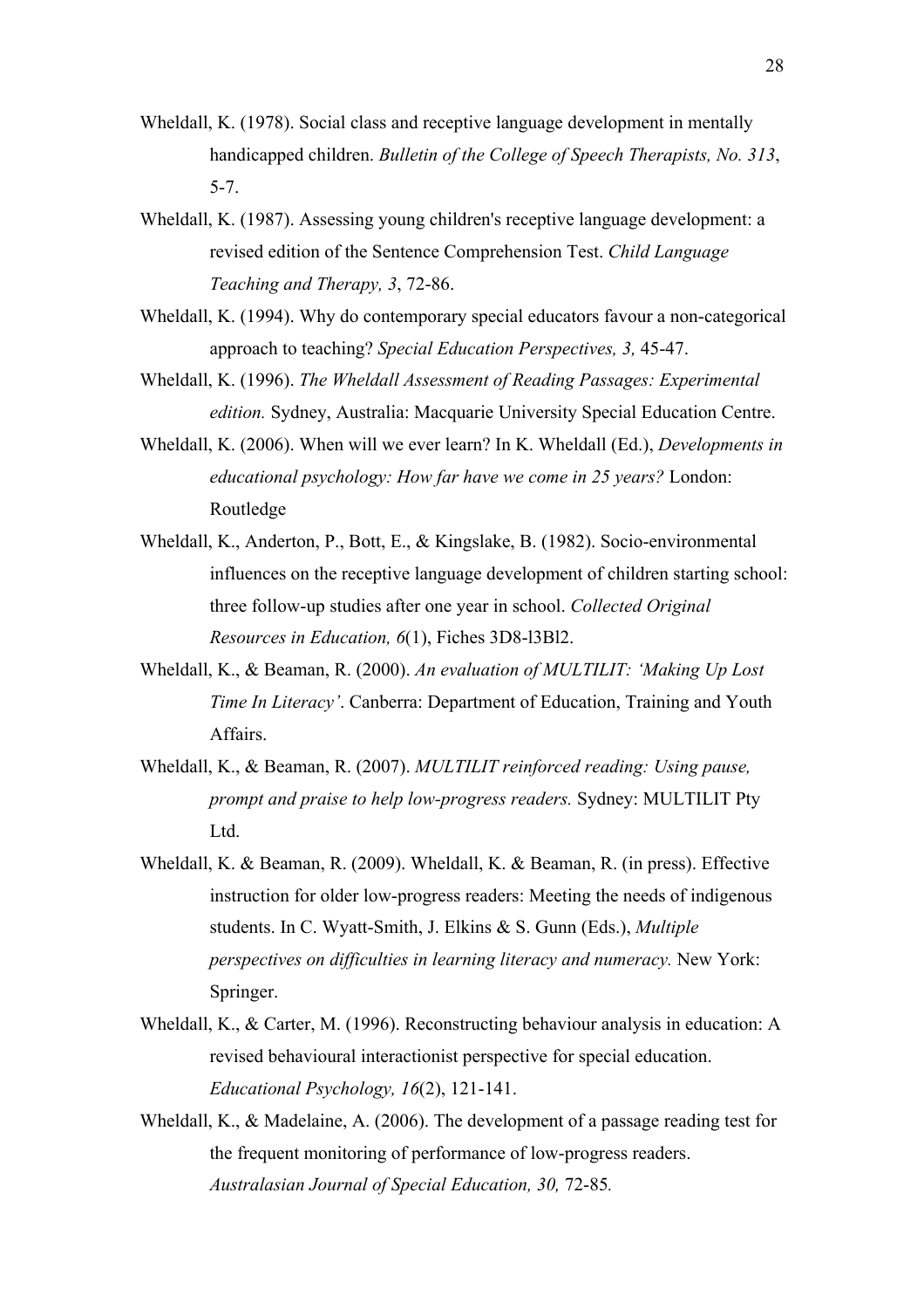Wheldall, K. (1978). Social class and receptive language development in mentally handicapped children. *Bulletin of the College of Speech Therapists, No. 313*, 5-7.

Wheldall, K. (1987). Assessing young children's receptive language development: a revised edition of the Sentence Comprehension Test. *Child Language Teaching and Therapy, 3*, 72-86.

Wheldall, K. (1994). Why do contemporary special educators favour a non-categorical approach to teaching? *Special Education Perspectives, 3,* 45-47.

Wheldall, K. (1996). *The Wheldall Assessment of Reading Passages: Experimental edition.* Sydney, Australia: Macquarie University Special Education Centre.

Wheldall, K. (2006). When will we ever learn? In K. Wheldall (Ed.), *Developments in educational psychology: How far have we come in 25 years?* London: Routledge

Wheldall, K., Anderton, P., Bott, E., & Kingslake, B. (1982). Socio-environmental influences on the receptive language development of children starting school: three follow-up studies after one year in school. *Collected Original Resources in Education, 6*(1), Fiches 3D8-l3Bl2.

Wheldall, K., & Beaman, R. (2000). *An evaluation of MULTILIT: 'Making Up Lost Time In Literacy'*. Canberra: Department of Education, Training and Youth Affairs.

Wheldall, K., & Beaman, R. (2007). *MULTILIT reinforced reading: Using pause, prompt and praise to help low-progress readers.* Sydney: MULTILIT Pty Ltd.

Wheldall, K. & Beaman, R. (2009). Wheldall, K. & Beaman, R. (in press). Effective instruction for older low-progress readers: Meeting the needs of indigenous students. In C. Wyatt-Smith, J. Elkins & S. Gunn (Eds.), *Multiple perspectives on difficulties in learning literacy and numeracy.* New York: Springer.

Wheldall, K., & Carter, M. (1996). Reconstructing behaviour analysis in education: A revised behavioural interactionist perspective for special education. *Educational Psychology, 16*(2), 121-141.

Wheldall, K., & Madelaine, A. (2006). The development of a passage reading test for the frequent monitoring of performance of low-progress readers. *Australasian Journal of Special Education, 30,* 72-85*.*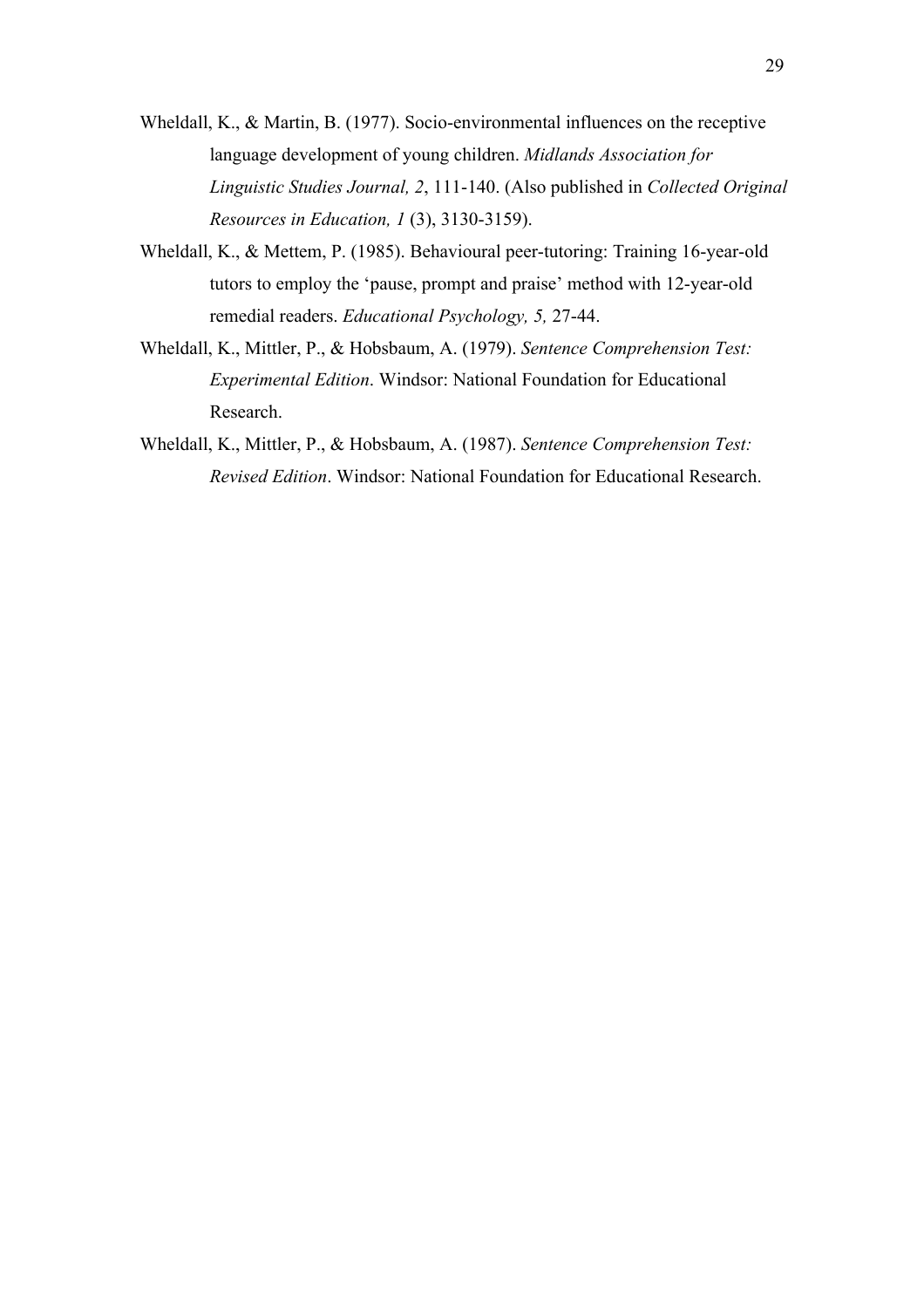Wheldall, K., & Martin, B. (1977). Socio-environmental influences on the receptive language development of young children. *Midlands Association for Linguistic Studies Journal, 2*, 111-140. (Also published in *Collected Original Resources in Education, 1* (3), 3130-3159).

Wheldall, K., & Mettem, P. (1985). Behavioural peer-tutoring: Training 16-year-old tutors to employ the 'pause, prompt and praise' method with 12-year-old remedial readers. *Educational Psychology, 5,* 27-44.

Wheldall, K., Mittler, P., & Hobsbaum, A. (1979). *Sentence Comprehension Test: Experimental Edition*. Windsor: National Foundation for Educational Research.

Wheldall, K., Mittler, P., & Hobsbaum, A. (1987). *Sentence Comprehension Test: Revised Edition*. Windsor: National Foundation for Educational Research.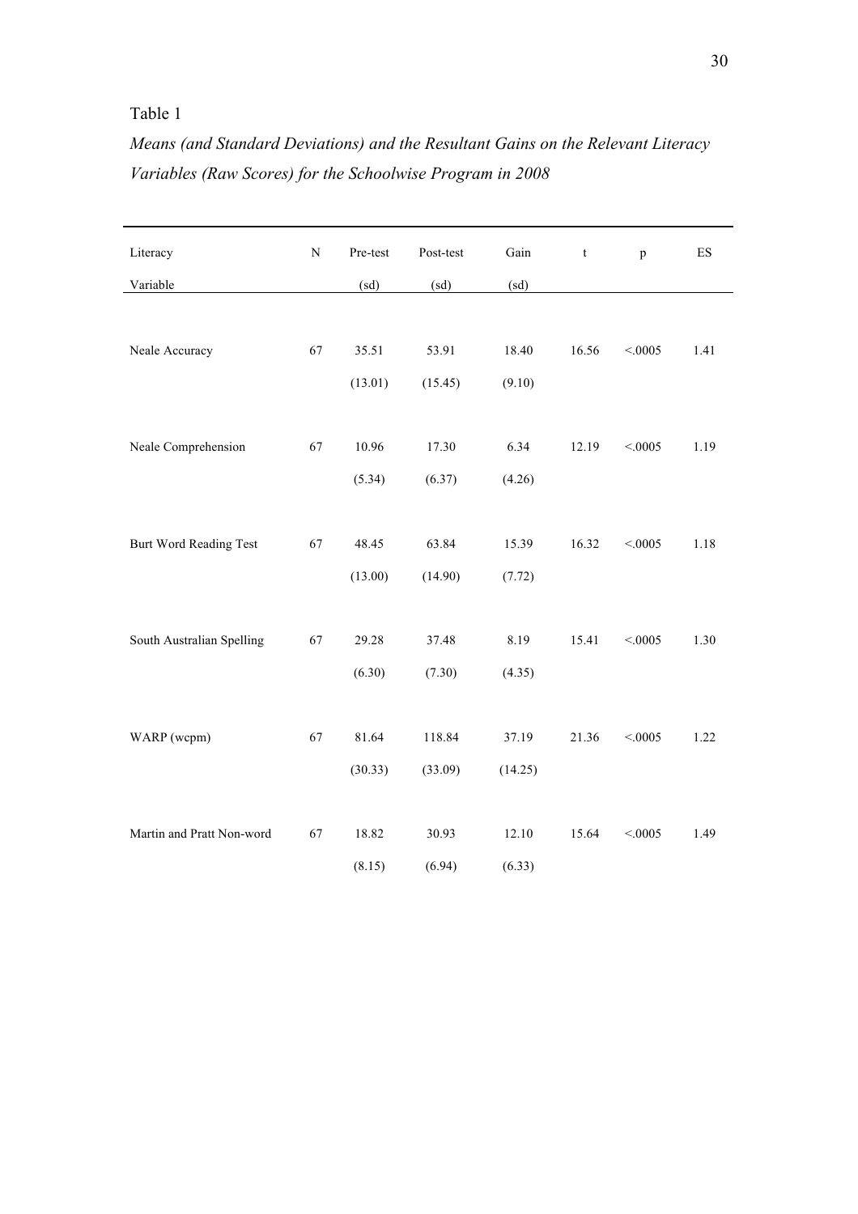Table 1

*Means (and Standard Deviations) and the Resultant Gains on the Relevant Literacy Variables (Raw Scores) for the Schoolwise Program in 2008*

| Literacy Variable | N | Pre-test (sd) | Post-test (sd) | Gain (sd) | t | p | ES |
|---|---|---|---|---|---|---|---|
| Neale Accuracy | 67 | 35.51 (13.01) | 53.91 (15.45) | 18.40 (9.10) | 16.56 | <.0005 | 1.41 |
| Neale Comprehension | 67 | 10.96 (5.34) | 17.30 (6.37) | 6.34 (4.26) | 12.19 | <.0005 | 1.19 |
| Burt Word Reading Test | 67 | 48.45 (13.00) | 63.84 (14.90) | 15.39 (7.72) | 16.32 | <.0005 | 1.18 |
| South Australian Spelling | 67 | 29.28 (6.30) | 37.48 (7.30) | 8.19 (4.35) | 15.41 | <.0005 | 1.30 |
| WARP (wcpm) | 67 | 81.64 (30.33) | 118.84 (33.09) | 37.19 (14.25) | 21.36 | <.0005 | 1.22 |
| Martin and Pratt Non-word | 67 | 18.82 (8.15) | 30.93 (6.94) | 12.10 (6.33) | 15.64 | <.0005 | 1.49 |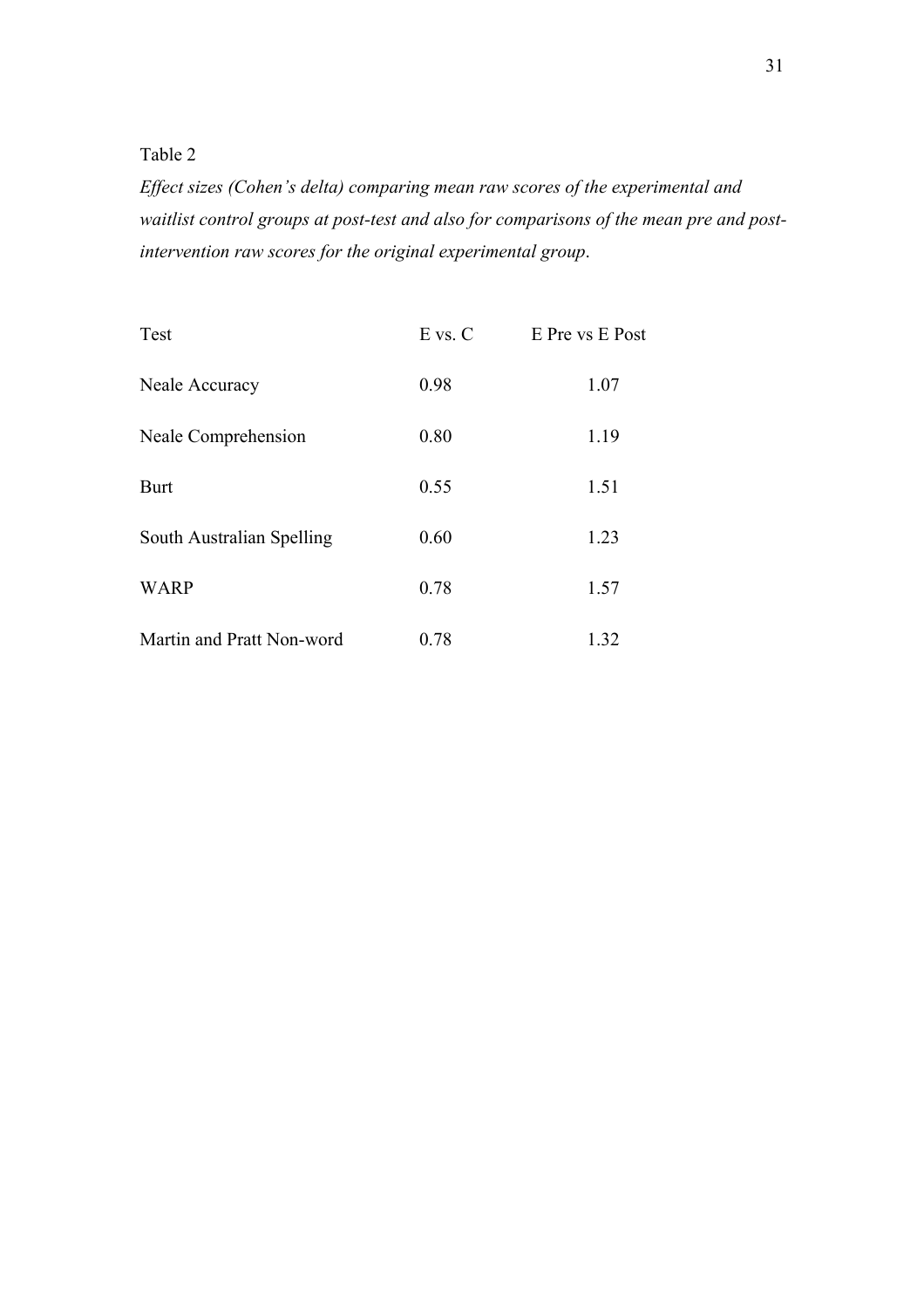Table 2

*Effect sizes (Cohen's delta) comparing mean raw scores of the experimental and waitlist control groups at post-test and also for comparisons of the mean pre and post-intervention raw scores for the original experimental group*.

| Test | E vs. C | E Pre vs E Post |
| --- | --- | --- |
| Neale Accuracy | 0.98 | 1.07 |
| Neale Comprehension | 0.80 | 1.19 |
| Burt | 0.55 | 1.51 |
| South Australian Spelling | 0.60 | 1.23 |
| WARP | 0.78 | 1.57 |
| Martin and Pratt Non-word | 0.78 | 1.32 |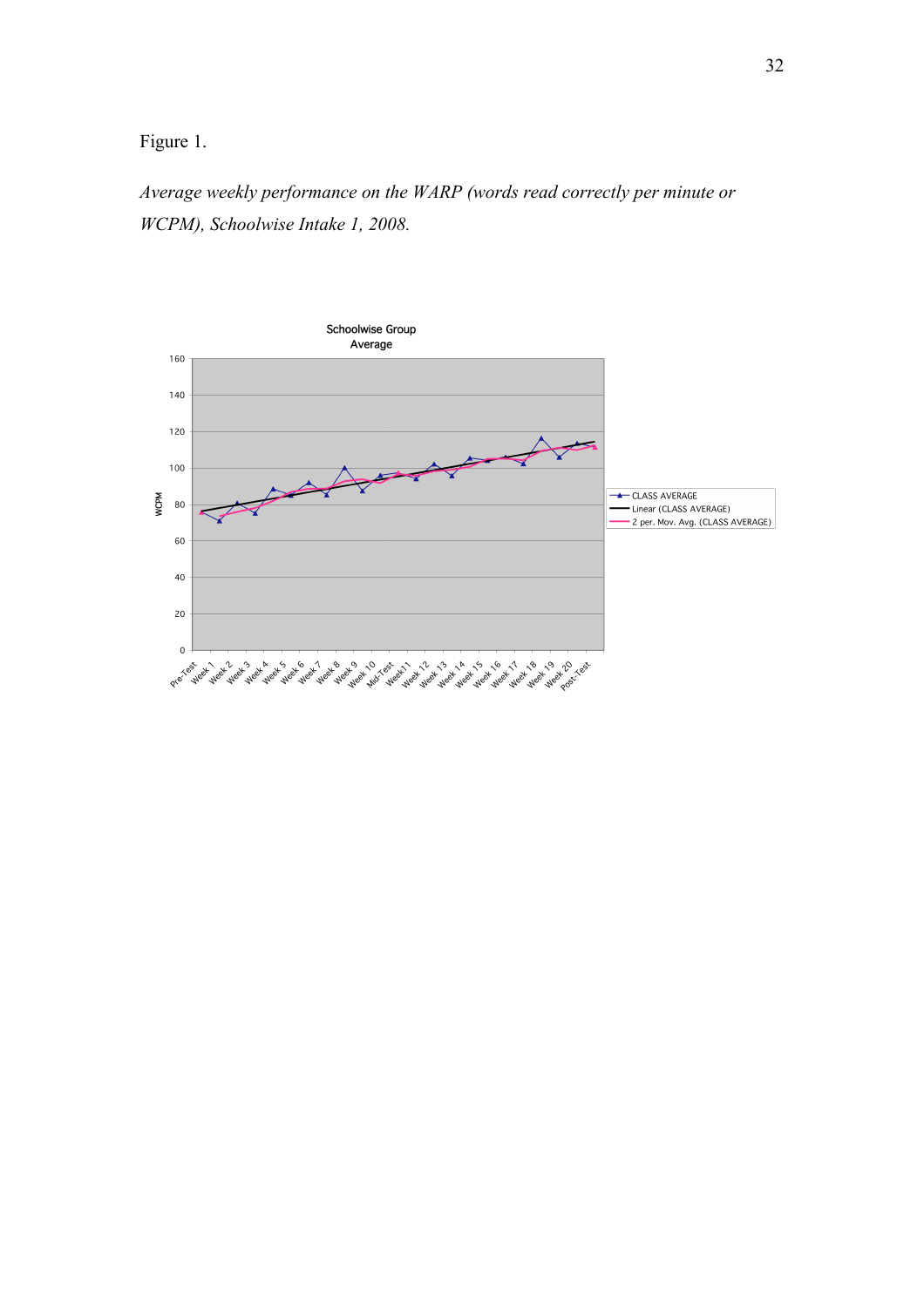Figure 1.

*Average weekly performance on the WARP (words read correctly per minute or WCPM), Schoolwise Intake 1, 2008.*

Schoolwise Group Average

160
140
120
100
80
60
40
20
0

WCPM

Pre-Test, Week 1, Week 2, Week 3, Week 4, Week 5, Week 6, Week 7, Week 8, Week 9, Week 10, Mid-Test, Week11, Week 12, Week 13, Week 14, Week 15, Week 16, Week 17, Week 18, Week 19, Week 20, Post-Test

CLASS AVERAGE
Linear (CLASS AVERAGE)
2 per. Mov. Avg. (CLASS AVERAGE)